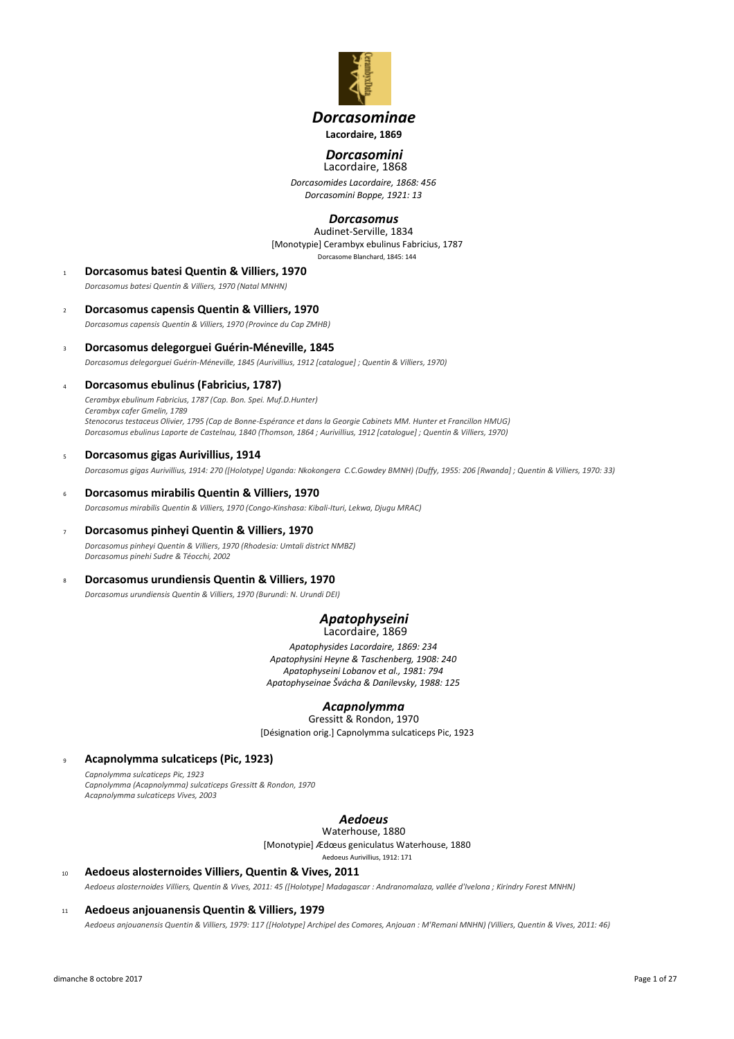# *Dorcasominae*

**Lacordaire, 1869**

## *Dorcasomini*

Lacordaire, 1868

*Dorcasomides Lacordaire, 1868: 456*
*Dorcasomini Boppe, 1921: 13*

### *Dorcasomus*

Audinet-Serville, 1834

[Monotypie] Cerambyx ebulinus Fabricius, 1787

Dorcasome Blanchard, 1845: 144

1 **Dorcasomus batesi Quentin & Villiers, 1970**

*Dorcasomus batesi Quentin & Villiers, 1970 (Natal MNHN)*

2 **Dorcasomus capensis Quentin & Villiers, 1970**

*Dorcasomus capensis Quentin & Villiers, 1970 (Province du Cap ZMHB)*

3 **Dorcasomus delegorguei Guérin-Méneville, 1845**

*Dorcasomus delegorguei Guérin-Méneville, 1845 (Aurivillius, 1912 [catalogue] ; Quentin & Villiers, 1970)*

4 **Dorcasomus ebulinus (Fabricius, 1787)**

*Cerambyx ebulinum Fabricius, 1787 (Cap. Bon. Spei. Muf.D.Hunter)*
*Cerambyx cafer Gmelin, 1789*
*Stenocorus testaceus Olivier, 1795 (Cap de Bonne-Espérance et dans la Georgie Cabinets MM. Hunter et Francillon HMUG)*
*Dorcasomus ebulinus Laporte de Castelnau, 1840 (Thomson, 1864 ; Aurivillius, 1912 [catalogue] ; Quentin & Villiers, 1970)*

5 **Dorcasomus gigas Aurivillius, 1914**

*Dorcasomus gigas Aurivillius, 1914: 270 ([Holotype] Uganda: Nkokongera C.C.Gowdey BMNH) (Duffy, 1955: 206 [Rwanda] ; Quentin & Villiers, 1970: 33)*

6 **Dorcasomus mirabilis Quentin & Villiers, 1970**

*Dorcasomus mirabilis Quentin & Villiers, 1970 (Congo-Kinshasa: Kibali-Ituri, Lekwa, Djugu MRAC)*

7 **Dorcasomus pinheyi Quentin & Villiers, 1970**

*Dorcasomus pinheyi Quentin & Villiers, 1970 (Rhodesia: Umtali district NMBZ)*
*Dorcasomus pinehi Sudre & Téocchi, 2002*

8 **Dorcasomus urundiensis Quentin & Villiers, 1970**

*Dorcasomus urundiensis Quentin & Villiers, 1970 (Burundi: N. Urundi DEI)*

## *Apatophyseini*

Lacordaire, 1869

*Apatophysides Lacordaire, 1869: 234*
*Apatophysini Heyne & Taschenberg, 1908: 240*
*Apatophyseini Lobanov et al., 1981: 794*
*Apatophyseinae Švácha & Danilevsky, 1988: 125*

### *Acapnolymma*

Gressitt & Rondon, 1970

[Désignation orig.] Capnolymma sulcaticeps Pic, 1923

9 **Acapnolymma sulcaticeps (Pic, 1923)**

*Capnolymma sulcaticeps Pic, 1923*
*Capnolymma (Acapnolymma) sulcaticeps Gressitt & Rondon, 1970*
*Acapnolymma sulcaticeps Vives, 2003*

### *Aedoeus*

Waterhouse, 1880

[Monotypie] Ædœus geniculatus Waterhouse, 1880

Aedoeus Aurivillius, 1912: 171

10 **Aedoeus alosternoides Villiers, Quentin & Vives, 2011**

*Aedoeus alosternoides Villiers, Quentin & Vives, 2011: 45 ([Holotype] Madagascar : Andranomalaza, vallée d'Ivelona ; Kirindry Forest MNHN)*

11 **Aedoeus anjouanensis Quentin & Villiers, 1979**

*Aedoeus anjouanensis Quentin & Villiers, 1979: 117 ([Holotype] Archipel des Comores, Anjouan : M'Remani MNHN) (Villiers, Quentin & Vives, 2011: 46)*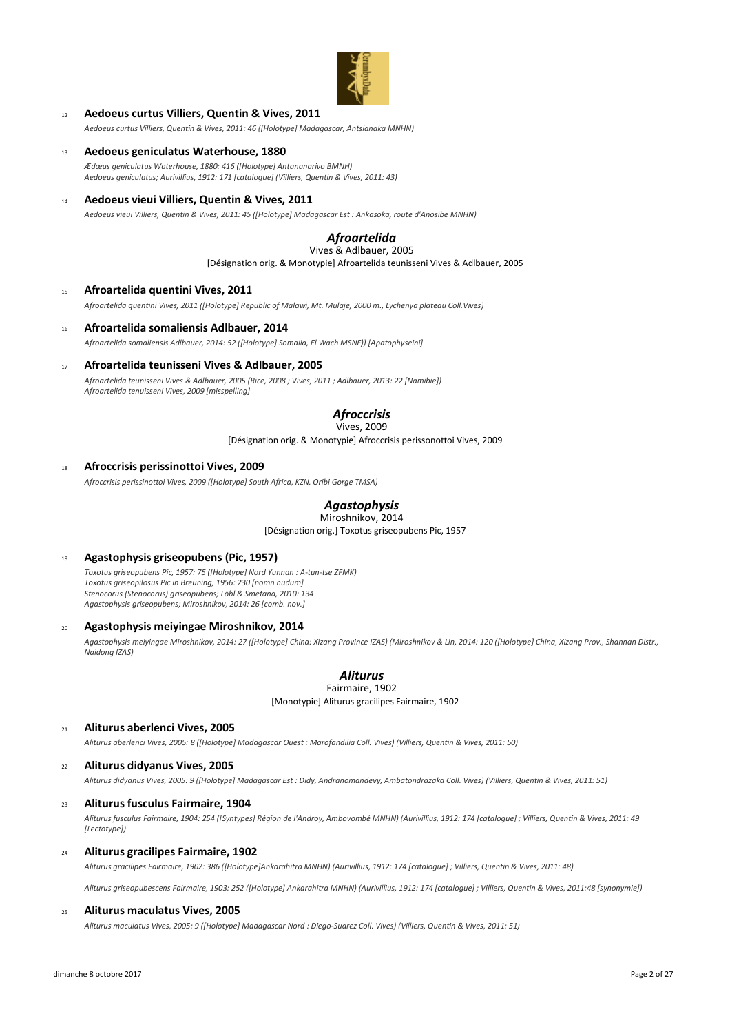12 **Aedoeus curtus Villiers, Quentin & Vives, 2011**

*Aedoeus curtus Villiers, Quentin & Vives, 2011: 46 ([Holotype] Madagascar, Antsianaka MNHN)*

13 **Aedoeus geniculatus Waterhouse, 1880**

*Ædœus geniculatus Waterhouse, 1880: 416 ([Holotype] Antananarivo BMNH)*
*Aedoeus geniculatus; Aurivillius, 1912: 171 [catalogue] (Villiers, Quentin & Vives, 2011: 43)*

14 **Aedoeus vieui Villiers, Quentin & Vives, 2011**

*Aedoeus vieui Villiers, Quentin & Vives, 2011: 45 ([Holotype] Madagascar Est : Ankasoka, route d'Anosibe MNHN)*

## *Afroartelida*

Vives & Adlbauer, 2005

[Désignation orig. & Monotypie] Afroartelida teunisseni Vives & Adlbauer, 2005

15 **Afroartelida quentini Vives, 2011**

*Afroartelida quentini Vives, 2011 ([Holotype] Republic of Malawi, Mt. Mulaje, 2000 m., Lychenya plateau Coll.Vives)*

16 **Afroartelida somaliensis Adlbauer, 2014**

*Afroartelida somaliensis Adlbauer, 2014: 52 ([Holotype] Somalia, El Wach MSNF)) [Apatophyseini]*

17 **Afroartelida teunisseni Vives & Adlbauer, 2005**

*Afroartelida teunisseni Vives & Adlbauer, 2005 (Rice, 2008 ; Vives, 2011 ; Adlbauer, 2013: 22 [Namibie])*
*Afroartelida tenuisseni Vives, 2009 [misspelling]*

## *Afroccrisis*

Vives, 2009

[Désignation orig. & Monotypie] Afroccrisis perissonottoi Vives, 2009

18 **Afroccrisis perissinottoi Vives, 2009**

*Afroccrisis perissinottoi Vives, 2009 ([Holotype] South Africa, KZN, Oribi Gorge TMSA)*

## *Agastophysis*

Miroshnikov, 2014

[Désignation orig.] Toxotus griseopubens Pic, 1957

19 **Agastophysis griseopubens (Pic, 1957)**

*Toxotus griseopubens Pic, 1957: 75 ([Holotype] Nord Yunnan : A-tun-tse ZFMK)*
*Toxotus griseopilosus Pic in Breuning, 1956: 230 [nomn nudum]*
*Stenocorus (Stenocorus) griseopubens; Löbl & Smetana, 2010: 134*
*Agastophysis griseopubens; Miroshnikov, 2014: 26 [comb. nov.]*

20 **Agastophysis meiyingae Miroshnikov, 2014**

*Agastophysis meiyingae Miroshnikov, 2014: 27 ([Holotype] China: Xizang Province IZAS) (Miroshnikov & Lin, 2014: 120 ([Holotype] China, Xizang Prov., Shannan Distr., Naidong IZAS)*

## *Aliturus*

Fairmaire, 1902

[Monotypie] Aliturus gracilipes Fairmaire, 1902

21 **Aliturus aberlenci Vives, 2005**

*Aliturus aberlenci Vives, 2005: 8 ([Holotype] Madagascar Ouest : Marofandilia Coll. Vives) (Villiers, Quentin & Vives, 2011: 50)*

22 **Aliturus didyanus Vives, 2005**

*Aliturus didyanus Vives, 2005: 9 ([Holotype] Madagascar Est : Didy, Andranomandevy, Ambatondrazaka Coll. Vives) (Villiers, Quentin & Vives, 2011: 51)*

23 **Aliturus fusculus Fairmaire, 1904**

*Alituras fusculus Fairmaire, 1904: 254 ([Syntypes] Région de l'Androy, Ambovombé MNHN) (Aurivillius, 1912: 174 [catalogue] ; Villiers, Quentin & Vives, 2011: 49 [Lectotype])*

24 **Alituras gracilipes Fairmaire, 1902**

*Alituras gracilipes Fairmaire, 1902: 386 ([Holotype]Ankarahitra MNHN) (Aurivillius, 1912: 174 [catalogue] ; Villiers, Quentin & Vives, 2011: 48)*

*Alituras griseopubescens Fairmaire, 1903: 252 ([Holotype] Ankarahitra MNHN) (Aurivillius, 1912: 174 [catalogue] ; Villiers, Quentin & Vives, 2011:48 [synonymie])*

25 **Alituras maculatus Vives, 2005**

*Alituras maculatus Vives, 2005: 9 ([Holotype] Madagascar Nord : Diego-Suarez Coll. Vives) (Villiers, Quentin & Vives, 2011: 51)*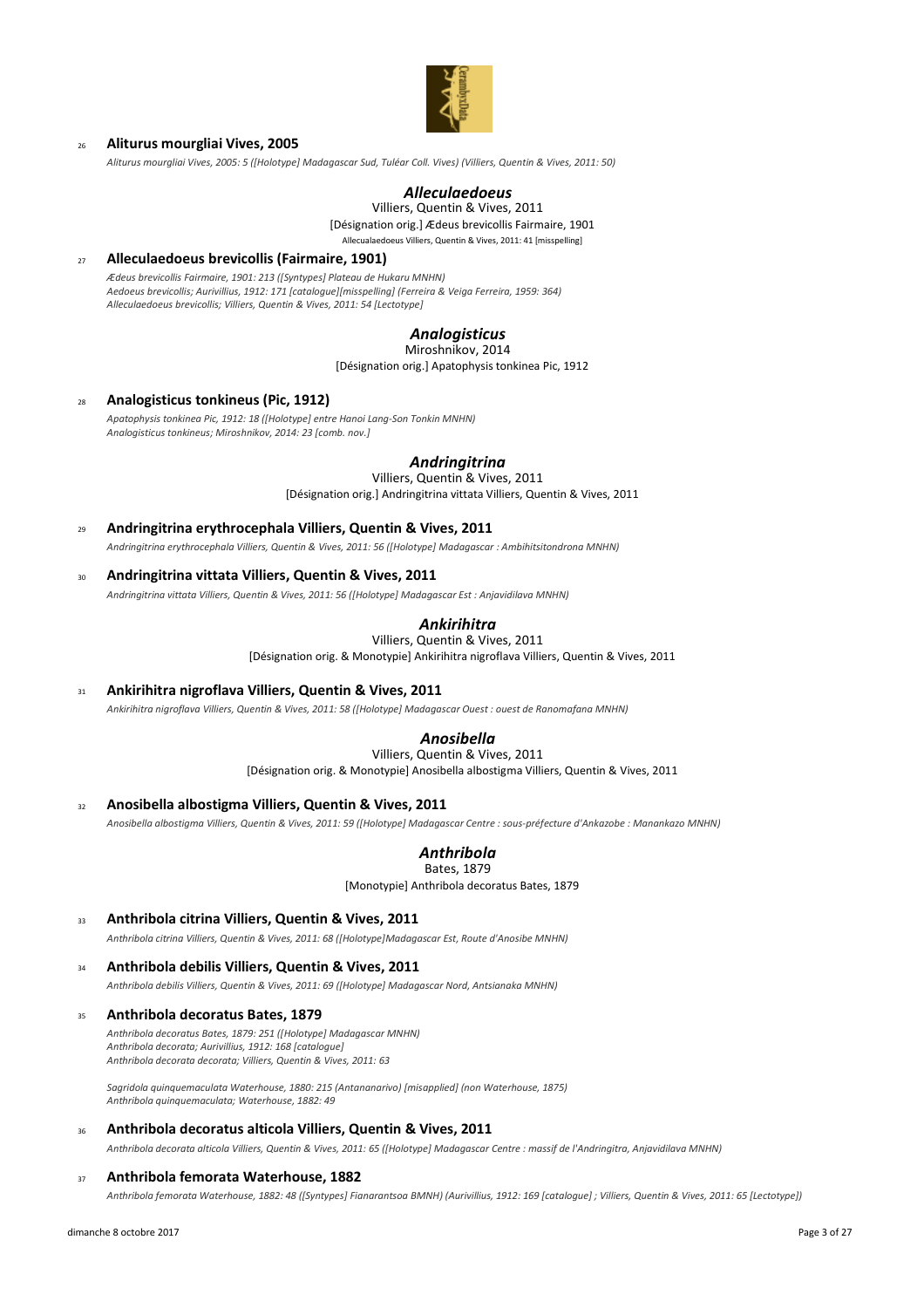26 **Aliturus mourgliai Vives, 2005**

*Aliturus mourgliai Vives, 2005: 5 ([Holotype] Madagascar Sud, Tuléar Coll. Vives) (Villiers, Quentin & Vives, 2011: 50)*

## *Alleculaedoeus*

Villiers, Quentin & Vives, 2011

[Désignation orig.] Ædeus brevicollis Fairmaire, 1901

Allecualaedoeus Villiers, Quentin & Vives, 2011: 41 [misspelling]

27 **Alleculaedoeus brevicollis (Fairmaire, 1901)**

*Ædeus brevicollis Fairmaire, 1901: 213 ([Syntypes] Plateau de Hukaru MNHN)*
*Aedoeus brevicollis; Aurivillius, 1912: 171 [catalogue][misspelling] (Ferreira & Veiga Ferreira, 1959: 364)*
*Alleculaedoeus brevicollis; Villiers, Quentin & Vives, 2011: 54 [Lectotype]*

## *Analogisticus*

Miroshnikov, 2014

[Désignation orig.] Apatophysis tonkinea Pic, 1912

28 **Analogisticus tonkineus (Pic, 1912)**

*Apatophysis tonkinea Pic, 1912: 18 ([Holotype] entre Hanoi Lang-Son Tonkin MNHN)*
*Analogisticus tonkineus; Miroshnikov, 2014: 23 [comb. nov.]*

## *Andringitrina*

Villiers, Quentin & Vives, 2011

[Désignation orig.] Andringitrina vittata Villiers, Quentin & Vives, 2011

29 **Andringitrina erythrocephala Villiers, Quentin & Vives, 2011**

*Andringitrina erythrocephala Villiers, Quentin & Vives, 2011: 56 ([Holotype] Madagascar : Ambihitsitondrona MNHN)*

30 **Andringitrina vittata Villiers, Quentin & Vives, 2011**

*Andringitrina vittata Villiers, Quentin & Vives, 2011: 56 ([Holotype] Madagascar Est : Anjavidilava MNHN)*

## *Ankirihitra*

Villiers, Quentin & Vives, 2011

[Désignation orig. & Monotypie] Ankirihitra nigroflava Villiers, Quentin & Vives, 2011

31 **Ankirihitra nigroflava Villiers, Quentin & Vives, 2011**

*Ankirihitra nigroflava Villiers, Quentin & Vives, 2011: 58 ([Holotype] Madagascar Ouest : ouest de Ranomafana MNHN)*

## *Anosibella*

Villiers, Quentin & Vives, 2011

[Désignation orig. & Monotypie] Anosibella albostigma Villiers, Quentin & Vives, 2011

32 **Anosibella albostigma Villiers, Quentin & Vives, 2011**

*Anosibella albostigma Villiers, Quentin & Vives, 2011: 59 ([Holotype] Madagascar Centre : sous-préfecture d'Ankazobe : Manankazo MNHN)*

## *Anthribola*

Bates, 1879

[Monotypie] Anthribola decoratus Bates, 1879

33 **Anthribola citrina Villiers, Quentin & Vives, 2011**

*Anthribola citrina Villiers, Quentin & Vives, 2011: 68 ([Holotype]Madagascar Est, Route d'Anosibe MNHN)*

34 **Anthribola debilis Villiers, Quentin & Vives, 2011**

*Anthribola debilis Villiers, Quentin & Vives, 2011: 69 ([Holotype] Madagascar Nord, Antsianaka MNHN)*

35 **Anthribola decoratus Bates, 1879**

*Anthribola decoratus Bates, 1879: 251 ([Holotype] Madagascar MNHN)*
*Anthribola decorata; Aurivillius, 1912: 168 [catalogue]*
*Anthribola decorata decorata; Villiers, Quentin & Vives, 2011: 63*

*Sagridola quinquemaculata Waterhouse, 1880: 215 (Antananarivo) [misapplied] (non Waterhouse, 1875)*
*Anthribola quinquemaculata; Waterhouse, 1882: 49*

36 **Anthribola decoratus alticola Villiers, Quentin & Vives, 2011**

*Anthribola decorata alticola Villiers, Quentin & Vives, 2011: 65 ([Holotype] Madagascar Centre : massif de l'Andringitra, Anjavidilava MNHN)*

37 **Anthribola femorata Waterhouse, 1882**

*Anthribola femorata Waterhouse, 1882: 48 ([Syntypes] Fianarantsoa BMNH) (Aurivillius, 1912: 169 [catalogue] ; Villiers, Quentin & Vives, 2011: 65 [Lectotype])*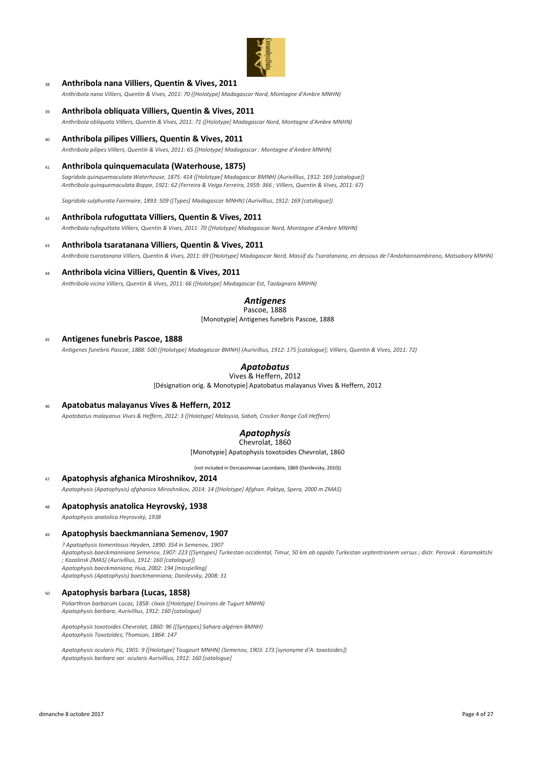38 **Anthribola nana Villiers, Quentin & Vives, 2011**

*Anthribola nana Villiers, Quentin & Vives, 2011: 70 ([Holotype] Madagascar Nord, Montagne d'Ambre MNHN)*

39 **Anthribola obliquata Villiers, Quentin & Vives, 2011**

*Anthribola obliquata Villiers, Quentin & Vives, 2011: 71 ([Holotype] Madagascar Nord, Montagne d'Ambre MNHN)*

40 **Anthribola pilipes Villiers, Quentin & Vives, 2011**

*Anthribola pilipes Villiers, Quentin & Vives, 2011: 65 ([Holotype] Madagascar : Montagne d'Ambre MNHN)*

41 **Anthribola quinquemaculata (Waterhouse, 1875)**

*Sagridola quinquemaculata Waterhouse, 1875: 414 ([Holotype] Madagascar BMNH) (Aurivillius, 1912: 169 [catalogue])*
*Anthribola quinquemaculata Boppe, 1921: 62 (Ferreira & Veiga Ferreira, 1959: 366 ; Villiers, Quentin & Vives, 2011: 67)*

*Sagridola sulphurata Fairmaire, 1893: 509 ([Types] Madagascar MNHN) (Aurivillius, 1912: 169 [catalogue])*

42 **Anthribola rufoguttata Villiers, Quentin & Vives, 2011**

*Anthribola rufoguttata Villiers, Quentin & Vives, 2011: 70 ([Holotype] Madagascar Nord, Montagne d'Ambre MNHN)*

43 **Anthribola tsaratanana Villiers, Quentin & Vives, 2011**

*Anthribola tsaratanana Villiers, Quentin & Vives, 2011: 69 ([Holotype] Madagascar Nord, Massif du Tsaratanana, en dessous de l'Andohanisambirano, Matsabory MNHN)*

44 **Anthribola vicina Villiers, Quentin & Vives, 2011**

*Anthribola vicina Villiers, Quentin & Vives, 2011: 66 ([Holotype] Madagascar Est, Taolagnaro MNHN)*

## *Antigenes*

Pascoe, 1888

[Monotypie] Antigenes funebris Pascoe, 1888

45 **Antigenes funebris Pascoe, 1888**

*Antigenes funebris Pascoe, 1888: 500 ([Holotype] Madagascar BMNH) (Aurivillius, 1912: 175 [catalogue]; Villiers, Quentin & Vives, 2011: 72)*

## *Apatobatus*

Vives & Heffern, 2012

[Désignation orig. & Monotypie] Apatobatus malayanus Vives & Heffern, 2012

46 **Apatobatus malayanus Vives & Heffern, 2012**

*Apatobatus malayanus Vives & Heffern, 2012: 3 ([Holotype] Malaysia, Sabah, Crocker Range Coll.Heffern)*

## *Apatophysis*

Chevrolat, 1860

[Monotypie] Apatophysis toxotoides Chevrolat, 1860

(not included in Dorcasominae Lacordaire, 1869 (Danilevsky, 2010))

47 **Apatophysis afghanica Miroshnikov, 2014**

*Apatophysis (Apatophysis) afghanica Miroshnikov, 2014: 14 ([Holotype] Afghan. Paktya, Spera, 2000 m ZMAS)*

48 **Apatophysis anatolica Heyrovský, 1938**

*Apatophysis anatolica Heyrovský, 1938*

49 **Apatophysis baeckmanniana Semenov, 1907**

*? Apatophysis tomentosus Heyden, 1890: 354 in Semenov, 1907*
*Apatophysis baeckmanniana Semenov, 1907: 223 ([Syntypes] Turkestan occidental, Timur, 50 km ab oppido Turkestan septentrionem versus ; distr. Perovsk : Karamaktshi ; Kazalinsk ZMAS) (Aurivillius, 1912: 160 [catalogue])*
*Apatophysis baeckmaniana; Hua, 2002: 194 [misspelling]*
*Apatophysis (Apatophysis) baeckmanniana; Danilevsky, 2008: 31*

50 **Apatophysis barbara (Lucas, 1858)**

*Poliarthron barbarum Lucas, 1858: clxxix ([Holotype] Environs de Tugurt MNHN)*
*Apatophysis barbara; Aurivillius, 1912: 160 [catalogue]*

*Apatophysis toxotoides Chevrolat, 1860: 96 ([Syntypes] Sahara algérien BMNH)*
*Apatophysis Toxotoïdes; Thomson, 1864: 147*

*Apatophysis ocularis Pic, 1901: 9 ([Holotype] Tougourt MNHN) (Semenov, 1903: 173 [synonyme d'A. toxotoides])*
*Apatophysis barbara var. ocularis Aurivillius, 1912: 160 [catalogue]*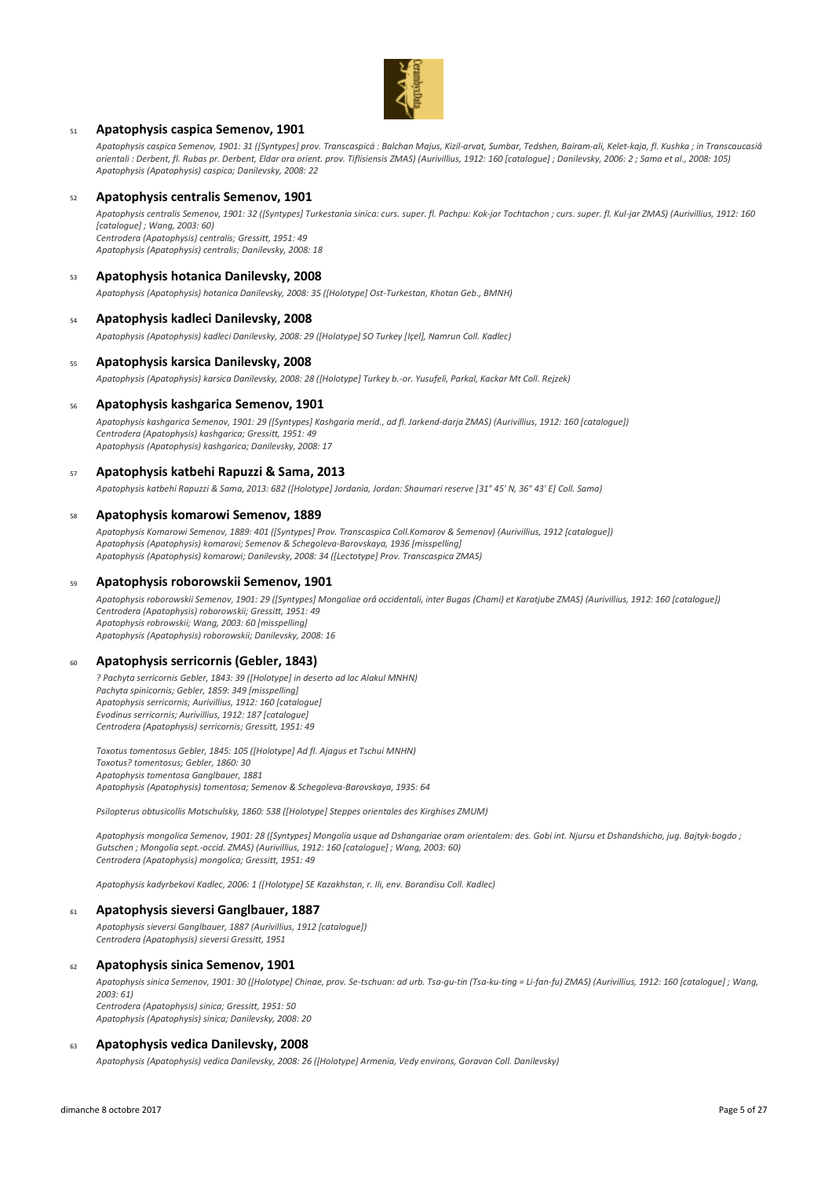51 **Apatophysis caspica Semenov, 1901**

*Apatophysis caspica Semenov, 1901: 31 ([Syntypes] prov. Transcaspicâ : Balchan Majus, Kizil-arvat, Sumbar, Tedshen, Bairam-ali, Kelet-kaja, fl. Kushka ; in Transcaucasiâ orientali : Derbent, fl. Rubas pr. Derbent, Eldar ora orient. prov. Tiflisiensis ZMAS) (Aurivillius, 1912: 160 [catalogue] ; Danilevsky, 2006: 2 ; Sama et al., 2008: 105)*
*Apatophysis (Apatophysis) caspica; Danilevsky, 2008: 22*

52 **Apatophysis centralis Semenov, 1901**

*Apatophysis centralis Semenov, 1901: 32 ([Syntypes] Turkestania sinica: curs. super. fl. Pachpu: Kok-jar Tochtachon ; curs. super. fl. Kul-jar ZMAS) (Aurivillius, 1912: 160 [catalogue] ; Wang, 2003: 60)*
*Centrodera (Apatophysis) centralis; Gressitt, 1951: 49*
*Apatophysis (Apatophysis) centralis; Danilevsky, 2008: 18*

53 **Apatophysis hotanica Danilevsky, 2008**

*Apatophysis (Apatophysis) hotanica Danilevsky, 2008: 35 ([Holotype] Ost-Turkestan, Khotan Geb., BMNH)*

54 **Apatophysis kadleci Danilevsky, 2008**

*Apatophysis (Apatophysis) kadleci Danilevsky, 2008: 29 ([Holotype] SO Turkey [Içel], Namrun Coll. Kadlec)*

55 **Apatophysis karsica Danilevsky, 2008**

*Apatophysis (Apatophysis) karsica Danilevsky, 2008: 28 ([Holotype] Turkey b.-or. Yusufeli, Parkal, Kackar Mt Coll. Rejzek)*

56 **Apatophysis kashgarica Semenov, 1901**

*Apatophysis kashgarica Semenov, 1901: 29 ([Syntypes] Kashgaria merid., ad fl. Jarkend-darja ZMAS) (Aurivillius, 1912: 160 [catalogue])*
*Centrodera (Apatophysis) kashgarica; Gressitt, 1951: 49*
*Apatophysis (Apatophysis) kashgarica; Danilevsky, 2008: 17*

57 **Apatophysis katbehi Rapuzzi & Sama, 2013**

*Apatophysis katbehi Rapuzzi & Sama, 2013: 682 ([Holotype] Jordania, Jordan: Shaumari reserve [31° 45' N, 36° 43' E] Coll. Sama)*

58 **Apatophysis komarowi Semenov, 1889**

*Apatophysis Komarowi Semenov, 1889: 401 ([Syntypes] Prov. Transcaspica Coll.Komarov & Semenov) (Aurivillius, 1912 [catalogue])*
*Apatophysis (Apatophysis) komarovi; Semenov & Schegoleva-Barovskaya, 1936 [misspelling]*
*Apatophysis (Apatophysis) komarowi; Danilevsky, 2008: 34 ([Lectotype] Prov. Transcaspica ZMAS)*

59 **Apatophysis roborowskii Semenov, 1901**

*Apatophysis roborowskii Semenov, 1901: 29 ([Syntypes] Mongoliae orâ occidentali, inter Bugas (Chami) et Karatjube ZMAS) (Aurivillius, 1912: 160 [catalogue])*
*Centrodera (Apatophysis) roborowskii; Gressitt, 1951: 49*
*Apatophysis robrowskii; Wang, 2003: 60 [misspelling]*
*Apatophysis (Apatophysis) roborowskii; Danilevsky, 2008: 16*

60 **Apatophysis serricornis (Gebler, 1843)**

*? Pachyta serricornis Gebler, 1843: 39 ([Holotype] in deserto ad lac Alakul MNHN)*
*Pachyta spinicornis; Gebler, 1859: 349 [misspelling]*
*Apatophysis serricornis; Aurivillius, 1912: 160 [catalogue]*
*Evodinus serricornis; Aurivillius, 1912: 187 [catalogue]*
*Centrodera (Apatophysis) serricornis; Gressitt, 1951: 49*

*Toxotus tomentosus Gebler, 1845: 105 ([Holotype] Ad fl. Ajagus et Tschui MNHN)*
*Toxotus? tomentosus; Gebler, 1860: 30*
*Apatophysis tomentosa Ganglbauer, 1881*
*Apatophysis (Apatophysis) tomentosa; Semenov & Schegoleva-Barovskaya, 1935: 64*

*Psilopterus obtusicollis Motschulsky, 1860: 538 ([Holotype] Steppes orientales des Kirghises ZMUM)*

*Apatophysis mongolica Semenov, 1901: 28 ([Syntypes] Mongolia usque ad Dshangariae oram orientalem: des. Gobi int. Njursu et Dshandshicho, jug. Bajtyk-bogdo ; Gutschen ; Mongolia sept.-occid. ZMAS) (Aurivillius, 1912: 160 [catalogue] ; Wang, 2003: 60)*
*Centrodera (Apatophysis) mongolica; Gressitt, 1951: 49*

*Apatophysis kadyrbekovi Kadlec, 2006: 1 ([Holotype] SE Kazakhstan, r. Ili, env. Borandisu Coll. Kadlec)*

61 **Apatophysis sieversi Ganglbauer, 1887**

*Apatophysis sieversi Ganglbauer, 1887 (Aurivillius, 1912 [catalogue])*
*Centrodera (Apatophysis) sieversi Gressitt, 1951*

62 **Apatophysis sinica Semenov, 1901**

*Apatophysis sinica Semenov, 1901: 30 ([Holotype] Chinae, prov. Se-tschuan: ad urb. Tsa-gu-tin (Tsa-ku-ting = Li-fan-fu) ZMAS) (Aurivillius, 1912: 160 [catalogue] ; Wang, 2003: 61)*
*Centrodera (Apatophysis) sinica; Gressitt, 1951: 50*
*Apatophysis (Apatophysis) sinica; Danilevsky, 2008: 20*

63 **Apatophysis vedica Danilevsky, 2008**

*Apatophysis (Apatophysis) vedica Danilevsky, 2008: 26 ([Holotype] Armenia, Vedy environs, Goravan Coll. Danilevsky)*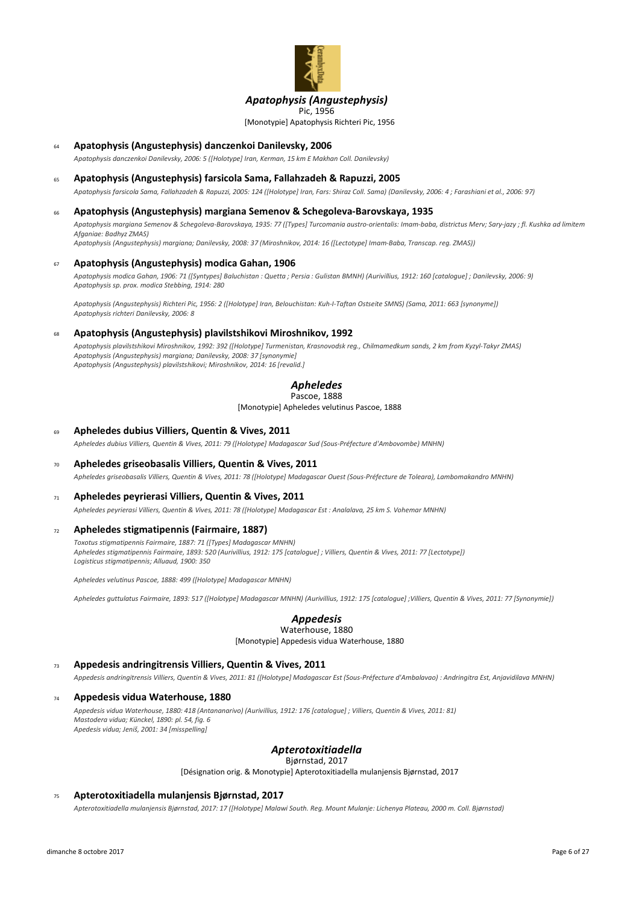## *Apatophysis (Angustephysis)*

Pic, 1956

[Monotypie] Apatophysis Richteri Pic, 1956

### 64 **Apatophysis (Angustephysis) danczenkoi Danilevsky, 2006**

*Apatophysis danczenkoi Danilevsky, 2006: 5 ([Holotype] Iran, Kerman, 15 km E Makhan Coll. Danilevsky)*

### 65 **Apatophysis (Angustephysis) farsicola Sama, Fallahzadeh & Rapuzzi, 2005**

*Apatophysis farsicola Sama, Fallahzadeh & Rapuzzi, 2005: 124 ([Holotype] Iran, Fars: Shiraz Coll. Sama) (Danilevsky, 2006: 4 ; Farashiani et al., 2006: 97)*

### 66 **Apatophysis (Angustephysis) margiana Semenov & Schegoleva-Barovskaya, 1935**

*Apatophysis margiana Semenov & Schegoleva-Barovskaya, 1935: 77 ([Types] Turcomania austro-orientalis: Imam-baba, districtus Merv; Sary-jazy ; fl. Kushka ad limitem Afganiae: Badhyz ZMAS)*
*Apatophysis (Angustephysis) margiana; Danilevsky, 2008: 37 (Miroshnikov, 2014: 16 ([Lectotype] Imam-Baba, Transcap. reg. ZMAS))*

### 67 **Apatophysis (Angustephysis) modica Gahan, 1906**

*Apatophysis modica Gahan, 1906: 71 ([Syntypes] Baluchistan : Quetta ; Persia : Gulistan BMNH) (Aurivillius, 1912: 160 [catalogue] ; Danilevsky, 2006: 9)*
*Apatophysis sp. prox. modica Stebbing, 1914: 280*

*Apatophysis (Angustephysis) Richteri Pic, 1956: 2 ([Holotype] Iran, Belouchistan: Kuh-I-Taftan Ostseite SMNS) (Sama, 2011: 663 [synonyme])*
*Apatophysis richteri Danilevsky, 2006: 8*

### 68 **Apatophysis (Angustephysis) plavilstshikovi Miroshnikov, 1992**

*Apatophysis plavilstshikovi Miroshnikov, 1992: 392 ([Holotype] Turmenistan, Krasnovodsk reg., Chilmamedkum sands, 2 km from Kyzyl-Takyr ZMAS)*
*Apatophysis (Angustephysis) margiana; Danilevsky, 2008: 37 [synonymie]*
*Apatophysis (Angustephysis) plavilstshikovi; Miroshnikov, 2014: 16 [revalid.]*

## *Apheledes*

Pascoe, 1888

[Monotypie] Apheledes velutinus Pascoe, 1888

### 69 **Apheledes dubius Villiers, Quentin & Vives, 2011**

*Apheledes dubius Villiers, Quentin & Vives, 2011: 79 ([Holotype] Madagascar Sud (Sous-Préfecture d'Ambovombe) MNHN)*

### 70 **Apheledes griseobasalis Villiers, Quentin & Vives, 2011**

*Apheledes griseobasalis Villiers, Quentin & Vives, 2011: 78 ([Holotype] Madagascar Ouest (Sous-Préfecture de Toleara), Lambomakandro MNHN)*

### 71 **Apheledes peyrierasi Villiers, Quentin & Vives, 2011**

*Apheledes peyrierasi Villiers, Quentin & Vives, 2011: 78 ([Holotype] Madagascar Est : Analalava, 25 km S. Vohemar MNHN)*

### 72 **Apheledes stigmatipennis (Fairmaire, 1887)**

*Toxotus stigmatipennis Fairmaire, 1887: 71 ([Types] Madagascar MNHN)*
*Apheledes stigmatipennis Fairmaire, 1893: 520 (Aurivillius, 1912: 175 [catalogue] ; Villiers, Quentin & Vives, 2011: 77 [Lectotype])*
*Logisticus stigmatipennis; Alluaud, 1900: 350*

*Apheledes velutinus Pascoe, 1888: 499 ([Holotype] Madagascar MNHN)*

*Apheledes guttulatus Fairmaire, 1893: 517 ([Holotype] Madagascar MNHN) (Aurivillius, 1912: 175 [catalogue] ;Villiers, Quentin & Vives, 2011: 77 [Synonymie])*

## *Appedesis*

Waterhouse, 1880

[Monotypie] Appedesis vidua Waterhouse, 1880

### 73 **Appedesis andringitrensis Villiers, Quentin & Vives, 2011**

*Appedesis andringitrensis Villiers, Quentin & Vives, 2011: 81 ([Holotype] Madagascar Est (Sous-Préfecture d'Ambalavao) : Andringitra Est, Anjavidilava MNHN)*

### 74 **Appedesis vidua Waterhouse, 1880**

*Appedesis vidua Waterhouse, 1880: 418 (Antananarivo) (Aurivillius, 1912: 176 [catalogue] ; Villiers, Quentin & Vives, 2011: 81)*
*Mastodera vidua; Künckel, 1890: pl. 54, fig. 6*
*Apedesis vidua; Jeniš, 2001: 34 [misspelling]*

## *Apterotoxitiadella*

Bjørnstad, 2017

[Désignation orig. & Monotypie] Apterotoxitiadella mulanjensis Bjørnstad, 2017

### 75 **Apterotoxitiadella mulanjensis Bjørnstad, 2017**

*Apterotoxitiadella mulanjensis Bjørnstad, 2017: 17 ([Holotype] Malawi South. Reg. Mount Mulanje: Lichenya Plateau, 2000 m. Coll. Bjørnstad)*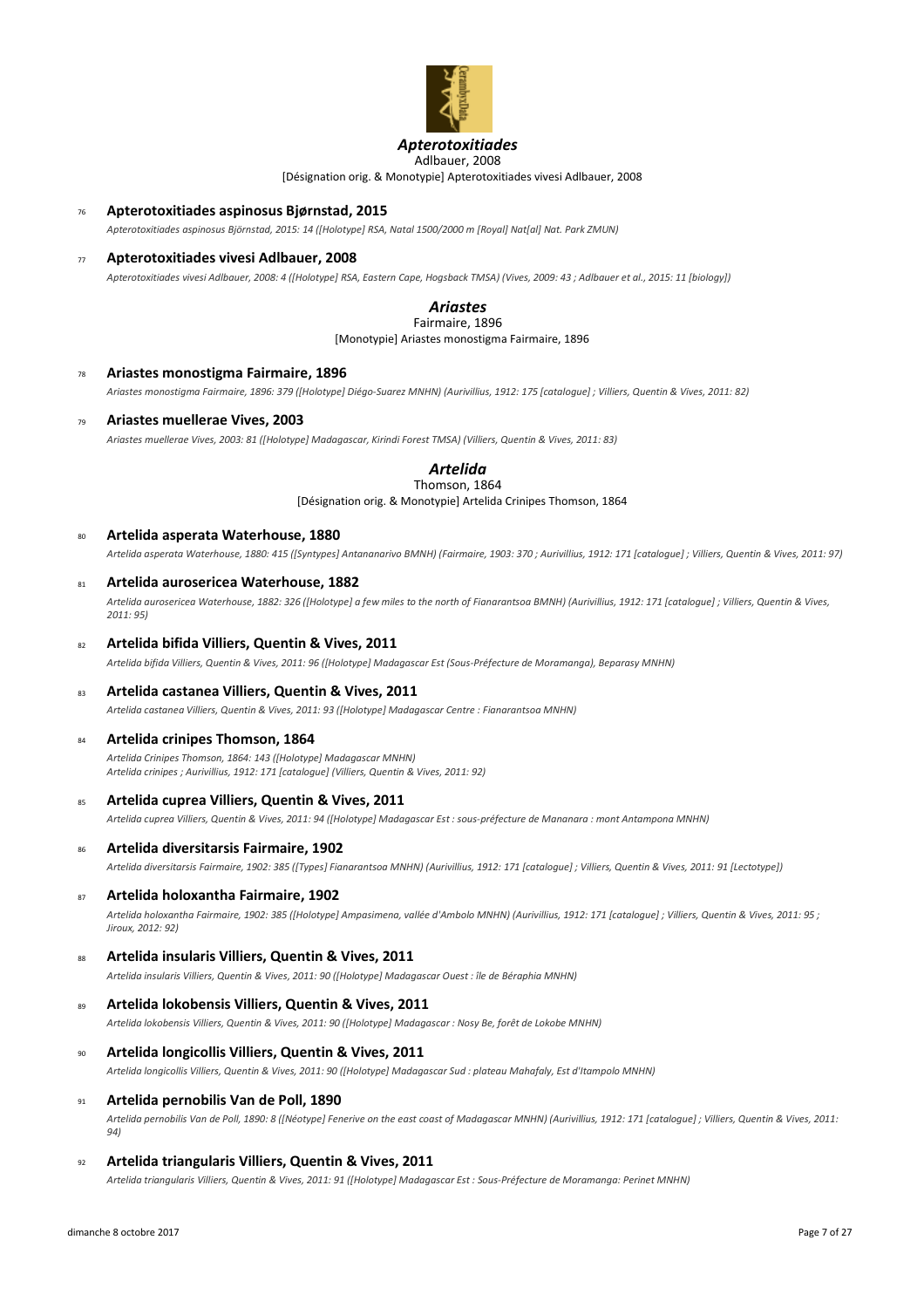## *Apterotoxitiades*

Adlbauer, 2008

[Désignation orig. & Monotypie] Apterotoxitiades vivesi Adlbauer, 2008

76 **Apterotoxitiades aspinosus Bjørnstad, 2015**

*Apterotoxitiades aspinosus Björnstad, 2015: 14 ([Holotype] RSA, Natal 1500/2000 m [Royal] Nat[al] Nat. Park ZMUN)*

77 **Apterotoxitiades vivesi Adlbauer, 2008**

*Apterotoxitiades vivesi Adlbauer, 2008: 4 ([Holotype] RSA, Eastern Cape, Hogsback TMSA) (Vives, 2009: 43 ; Adlbauer et al., 2015: 11 [biology])*

## *Ariastes*

Fairmaire, 1896

[Monotypie] Ariastes monostigma Fairmaire, 1896

78 **Ariastes monostigma Fairmaire, 1896**

*Ariastes monostigma Fairmaire, 1896: 379 ([Holotype] Diégo-Suarez MNHN) (Aurivillius, 1912: 175 [catalogue] ; Villiers, Quentin & Vives, 2011: 82)*

79 **Ariastes muellerae Vives, 2003**

*Ariastes muellerae Vives, 2003: 81 ([Holotype] Madagascar, Kirindi Forest TMSA) (Villiers, Quentin & Vives, 2011: 83)*

## *Artelida*

Thomson, 1864

[Désignation orig. & Monotypie] Artelida Crinipes Thomson, 1864

80 **Artelida asperata Waterhouse, 1880**

*Artelida asperata Waterhouse, 1880: 415 ([Syntypes] Antananarivo BMNH) (Fairmaire, 1903: 370 ; Aurivillius, 1912: 171 [catalogue] ; Villiers, Quentin & Vives, 2011: 97)*

81 **Artelida aurosericea Waterhouse, 1882**

*Artelida aurosericea Waterhouse, 1882: 326 ([Holotype] a few miles to the north of Fianarantsoa BMNH) (Aurivillius, 1912: 171 [catalogue] ; Villiers, Quentin & Vives, 2011: 95)*

82 **Artelida bifida Villiers, Quentin & Vives, 2011**

*Artelida bifida Villiers, Quentin & Vives, 2011: 96 ([Holotype] Madagascar Est (Sous-Préfecture de Moramanga), Beparasy MNHN)*

83 **Artelida castanea Villiers, Quentin & Vives, 2011**

*Artelida castanea Villiers, Quentin & Vives, 2011: 93 ([Holotype] Madagascar Centre : Fianarantsoa MNHN)*

84 **Artelida crinipes Thomson, 1864**

*Artelida Crinipes Thomson, 1864: 143 ([Holotype] Madagascar MNHN)*
*Artelida crinipes ; Aurivillius, 1912: 171 [catalogue] (Villiers, Quentin & Vives, 2011: 92)*

85 **Artelida cuprea Villiers, Quentin & Vives, 2011**

*Artelida cuprea Villiers, Quentin & Vives, 2011: 94 ([Holotype] Madagascar Est : sous-préfecture de Mananara : mont Antampona MNHN)*

86 **Artelida diversitarsis Fairmaire, 1902**

*Artelida diversitarsis Fairmaire, 1902: 385 ([Types] Fianarantsoa MNHN) (Aurivillius, 1912: 171 [catalogue] ; Villiers, Quentin & Vives, 2011: 91 [Lectotype])*

87 **Artelida holoxantha Fairmaire, 1902**

*Artelida holoxantha Fairmaire, 1902: 385 ([Holotype] Ampasimena, vallée d'Ambolo MNHN) (Aurivillius, 1912: 171 [catalogue] ; Villiers, Quentin & Vives, 2011: 95 ; Jiroux, 2012: 92)*

88 **Artelida insularis Villiers, Quentin & Vives, 2011**

*Artelida insularis Villiers, Quentin & Vives, 2011: 90 ([Holotype] Madagascar Ouest : île de Béraphia MNHN)*

89 **Artelida lokobensis Villiers, Quentin & Vives, 2011**

*Artelida lokobensis Villiers, Quentin & Vives, 2011: 90 ([Holotype] Madagascar : Nosy Be, forêt de Lokobe MNHN)*

90 **Artelida longicollis Villiers, Quentin & Vives, 2011**

*Artelida longicollis Villiers, Quentin & Vives, 2011: 90 ([Holotype] Madagascar Sud : plateau Mahafaly, Est d'Itampolo MNHN)*

91 **Artelida pernobilis Van de Poll, 1890**

*Artelida pernobilis Van de Poll, 1890: 8 ([Néotype] Fenerive on the east coast of Madagascar MNHN) (Aurivillius, 1912: 171 [catalogue] ; Villiers, Quentin & Vives, 2011: 94)*

92 **Artelida triangularis Villiers, Quentin & Vives, 2011**

*Artelida triangularis Villiers, Quentin & Vives, 2011: 91 ([Holotype] Madagascar Est : Sous-Préfecture de Moramanga: Perinet MNHN)*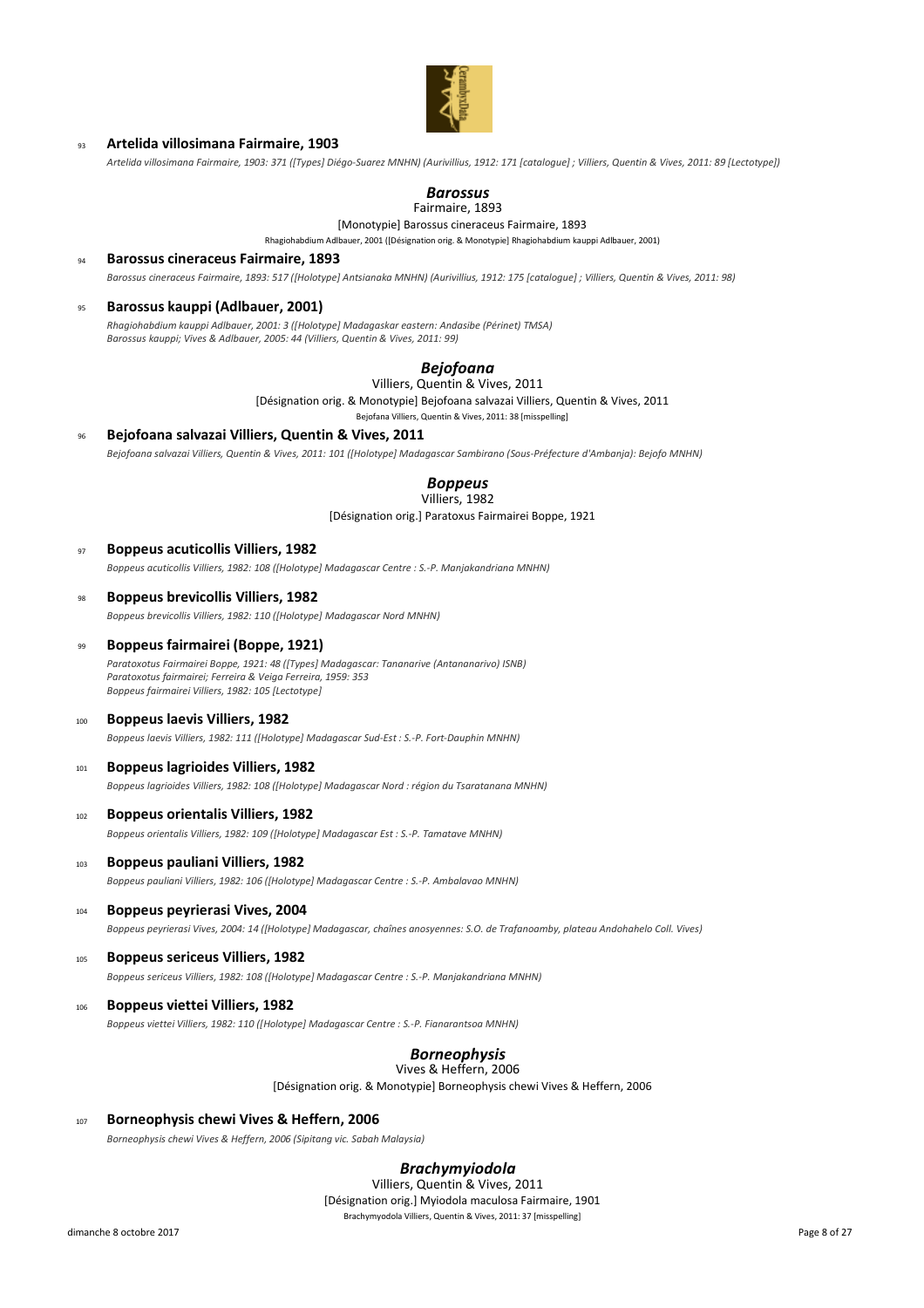93 **Artelida villosimana Fairmaire, 1903**

*Artelida villosimana Fairmaire, 1903: 371 ([Types] Diégo-Suarez MNHN) (Aurivillius, 1912: 171 [catalogue] ; Villiers, Quentin & Vives, 2011: 89 [Lectotype])*

## *Barossus*

Fairmaire, 1893

[Monotypie] Barossus cineraceus Fairmaire, 1893

Rhagiohabdium Adlbauer, 2001 ([Désignation orig. & Monotypie] Rhagiohabdium kauppi Adlbauer, 2001)

94 **Barossus cineraceus Fairmaire, 1893**

*Barossus cineraceus Fairmaire, 1893: 517 ([Holotype] Antsianaka MNHN) (Aurivillius, 1912: 175 [catalogue] ; Villiers, Quentin & Vives, 2011: 98)*

95 **Barossus kauppi (Adlbauer, 2001)**

*Rhagiohabdium kauppi Adlbauer, 2001: 3 ([Holotype] Madagaskar eastern: Andasibe (Périnet) TMSA)*
*Barossus kauppi; Vives & Adlbauer, 2005: 44 (Villiers, Quentin & Vives, 2011: 99)*

## *Bejofoana*

Villiers, Quentin & Vives, 2011

[Désignation orig. & Monotypie] Bejofoana salvazai Villiers, Quentin & Vives, 2011

Bejofana Villiers, Quentin & Vives, 2011: 38 [misspelling]

96 **Bejofoana salvazai Villiers, Quentin & Vives, 2011**

*Bejofoana salvazai Villiers, Quentin & Vives, 2011: 101 ([Holotype] Madagascar Sambirano (Sous-Préfecture d'Ambanja): Bejofo MNHN)*

## *Boppeus*

Villiers, 1982

[Désignation orig.] Paratoxus Fairmairei Boppe, 1921

97 **Boppeus acuticollis Villiers, 1982**

*Boppeus acuticollis Villiers, 1982: 108 ([Holotype] Madagascar Centre : S.-P. Manjakandriana MNHN)*

98 **Boppeus brevicollis Villiers, 1982**

*Boppeus brevicollis Villiers, 1982: 110 ([Holotype] Madagascar Nord MNHN)*

99 **Boppeus fairmairei (Boppe, 1921)**

*Paratoxotus Fairmairei Boppe, 1921: 48 ([Types] Madagascar: Tananarive (Antananarivo) ISNB)*
*Paratoxotus fairmairei; Ferreira & Veiga Ferreira, 1959: 353*
*Boppeus fairmairei Villiers, 1982: 105 [Lectotype]*

100 **Boppeus laevis Villiers, 1982**

*Boppeus laevis Villiers, 1982: 111 ([Holotype] Madagascar Sud-Est : S.-P. Fort-Dauphin MNHN)*

101 **Boppeus lagrioides Villiers, 1982**

*Boppeus lagrioides Villiers, 1982: 108 ([Holotype] Madagascar Nord : région du Tsaratanana MNHN)*

102 **Boppeus orientalis Villiers, 1982**

*Boppeus orientalis Villiers, 1982: 109 ([Holotype] Madagascar Est : S.-P. Tamatave MNHN)*

103 **Boppeus pauliani Villiers, 1982**

*Boppeus pauliani Villiers, 1982: 106 ([Holotype] Madagascar Centre : S.-P. Ambalavao MNHN)*

104 **Boppeus peyrierasi Vives, 2004**

*Boppeus peyrierasi Vives, 2004: 14 ([Holotype] Madagascar, chaînes anosyennes: S.O. de Trafanoamby, plateau Andohahelo Coll. Vives)*

105 **Boppeus sericeus Villiers, 1982**

*Boppeus sericeus Villiers, 1982: 108 ([Holotype] Madagascar Centre : S.-P. Manjakandriana MNHN)*

106 **Boppeus viettei Villiers, 1982**

*Boppeus viettei Villiers, 1982: 110 ([Holotype] Madagascar Centre : S.-P. Fianarantsoa MNHN)*

## *Borneophysis*

Vives & Heffern, 2006

[Désignation orig. & Monotypie] Borneophysis chewi Vives & Heffern, 2006

107 **Borneophysis chewi Vives & Heffern, 2006**

*Borneophysis chewi Vives & Heffern, 2006 (Sipitang vic. Sabah Malaysia)*

## *Brachymyiodola*

Villiers, Quentin & Vives, 2011

[Désignation orig.] Myiodola maculosa Fairmaire, 1901

Brachymyodola Villiers, Quentin & Vives, 2011: 37 [misspelling]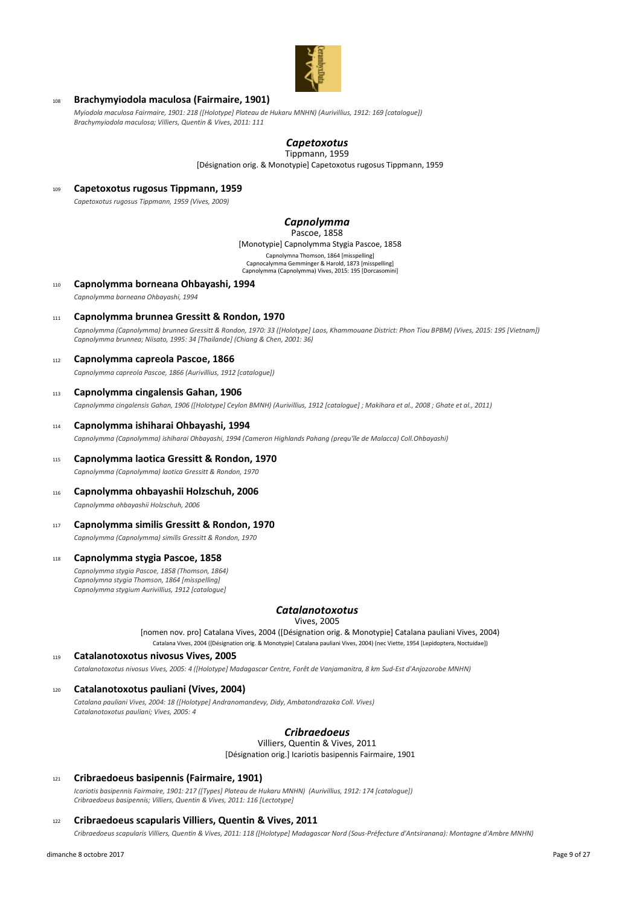108 **Brachymyiodola maculosa (Fairmaire, 1901)**

*Myiodola maculosa Fairmaire, 1901: 218 ([Holotype] Plateau de Hukaru MNHN) (Aurivillius, 1912: 169 [catalogue])*
*Brachymyiodola maculosa; Villiers, Quentin & Vives, 2011: 111*

## *Capetoxotus*

Tippmann, 1959

[Désignation orig. & Monotypie] Capetoxotus rugosus Tippmann, 1959

109 **Capetoxotus rugosus Tippmann, 1959**

*Capetoxotus rugosus Tippmann, 1959 (Vives, 2009)*

## *Capnolymma*

Pascoe, 1858

[Monotypie] Capnolymma Stygia Pascoe, 1858

Capnolymna Thomson, 1864 [misspelling]
Capnocalymma Gemminger & Harold, 1873 [misspelling]
Capnolymma (Capnolymma) Vives, 2015: 195 [Dorcasomini]

110 **Capnolymma borneana Ohbayashi, 1994**

*Capnolymma borneana Ohbayashi, 1994*

111 **Capnolymma brunnea Gressitt & Rondon, 1970**

*Capnolymma (Capnolymma) brunnea Gressitt & Rondon, 1970: 33 ([Holotype] Laos, Khammouane District: Phon Tiou BPBM) (Vives, 2015: 195 [Vietnam])*
*Capnolymma brunnea; Niisato, 1995: 34 [Thailande] (Chiang & Chen, 2001: 36)*

112 **Capnolymma capreola Pascoe, 1866**

*Capnolymma capreola Pascoe, 1866 (Aurivillius, 1912 [catalogue])*

113 **Capnolymma cingalensis Gahan, 1906**

*Capnolymma cingalensis Gahan, 1906 ([Holotype] Ceylon BMNH) (Aurivillius, 1912 [catalogue] ; Makihara et al., 2008 ; Ghate et al., 2011)*

114 **Capnolymma ishiharai Ohbayashi, 1994**

*Capnolymma (Capnolymma) ishiharai Ohbayashi, 1994 (Cameron Highlands Pahang (prequ'île de Malacca) Coll.Ohbayashi)*

115 **Capnolymma laotica Gressitt & Rondon, 1970**

*Capnolymma (Capnolymma) laotica Gressitt & Rondon, 1970*

116 **Capnolymma ohbayashii Holzschuh, 2006**

*Capnolymma ohbayashii Holzschuh, 2006*

117 **Capnolymma similis Gressitt & Rondon, 1970**

*Capnolymma (Capnolymma) similis Gressitt & Rondon, 1970*

118 **Capnolymma stygia Pascoe, 1858**

*Capnolymma stygia Pascoe, 1858 (Thomson, 1864)*
*Capnolymna stygia Thomson, 1864 [misspelling]*
*Capnolymma stygium Aurivillius, 1912 [catalogue]*

## *Catalanotoxotus*

Vives, 2005

[nomen nov. pro] Catalana Vives, 2004 ([Désignation orig. & Monotypie] Catalana pauliani Vives, 2004)

Catalana Vives, 2004 ([Désignation orig. & Monotypie] Catalana pauliani Vives, 2004) (nec Viette, 1954 [Lepidoptera, Noctuidae])

119 **Catalanotoxotus nivosus Vives, 2005**

*Catalanotoxotus nivosus Vives, 2005: 4 ([Holotype] Madagascar Centre, Forêt de Vanjamanitra, 8 km Sud-Est d'Anjozorobe MNHN)*

120 **Catalanotoxotus pauliani (Vives, 2004)**

*Catalana pauliani Vives, 2004: 18 ([Holotype] Andranomandevy, Didy, Ambatondrazaka Coll. Vives)*
*Catalanotoxotus pauliani; Vives, 2005: 4*

## *Cribraedoeus*

Villiers, Quentin & Vives, 2011

[Désignation orig.] Icariotis basipennis Fairmaire, 1901

121 **Cribraedoeus basipennis (Fairmaire, 1901)**

*Icariotis basipennis Fairmaire, 1901: 217 ([Types] Plateau de Hukaru MNHN) (Aurivillius, 1912: 174 [catalogue])*
*Cribraedoeus basipennis; Villiers, Quentin & Vives, 2011: 116 [Lectotype]*

122 **Cribraedoeus scapularis Villiers, Quentin & Vives, 2011**

*Cribraedoeus scapularis Villiers, Quentin & Vives, 2011: 118 ([Holotype] Madagascar Nord (Sous-Préfecture d'Antsiranana): Montagne d'Ambre MNHN)*

dimanche 8 octobre 2017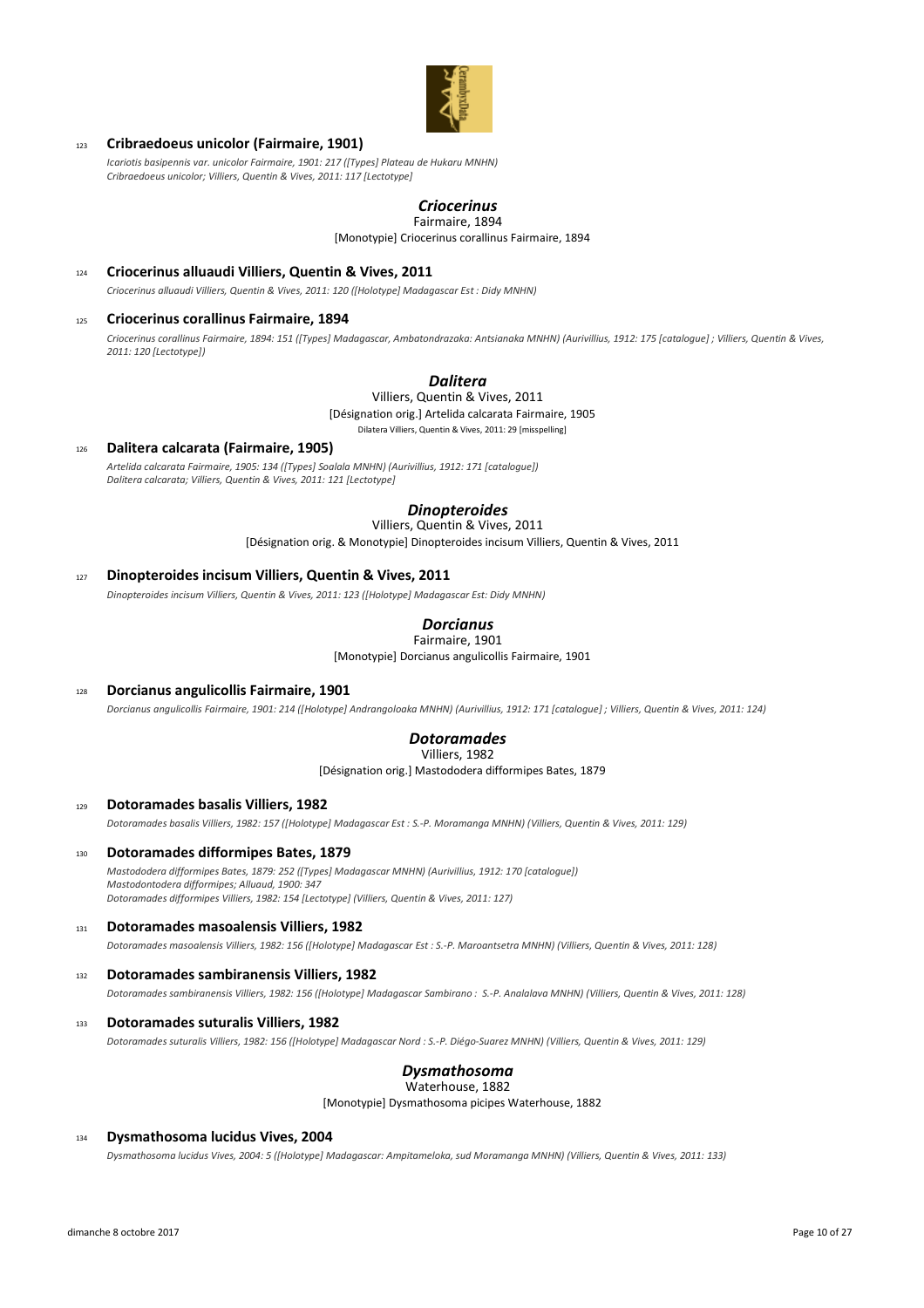123 **Cribraedoeus unicolor (Fairmaire, 1901)**

*Icariotis basipennis var. unicolor Fairmaire, 1901: 217 ([Types] Plateau de Hukaru MNHN)*
*Cribraedoeus unicolor; Villiers, Quentin & Vives, 2011: 117 [Lectotype]*

## *Criocerinus*

Fairmaire, 1894

[Monotypie] Criocerinus corallinus Fairmaire, 1894

124 **Criocerinus alluaudi Villiers, Quentin & Vives, 2011**

*Criocerinus alluaudi Villiers, Quentin & Vives, 2011: 120 ([Holotype] Madagascar Est : Didy MNHN)*

125 **Criocerinus corallinus Fairmaire, 1894**

*Criocerinus corallinus Fairmaire, 1894: 151 ([Types] Madagascar, Ambatondrazaka: Antsianaka MNHN) (Aurivillius, 1912: 175 [catalogue] ; Villiers, Quentin & Vives, 2011: 120 [Lectotype])*

## *Dalitera*

Villiers, Quentin & Vives, 2011

[Désignation orig.] Artelida calcarata Fairmaire, 1905

Dilatera Villiers, Quentin & Vives, 2011: 29 [misspelling]

126 **Dalitera calcarata (Fairmaire, 1905)**

*Artelida calcarata Fairmaire, 1905: 134 ([Types] Soalala MNHN) (Aurivillius, 1912: 171 [catalogue])*
*Dalitera calcarata; Villiers, Quentin & Vives, 2011: 121 [Lectotype]*

## *Dinopteroides*

Villiers, Quentin & Vives, 2011

[Désignation orig. & Monotypie] Dinopteroides incisum Villiers, Quentin & Vives, 2011

127 **Dinopteroides incisum Villiers, Quentin & Vives, 2011**

*Dinopteroides incisum Villiers, Quentin & Vives, 2011: 123 ([Holotype] Madagascar Est: Didy MNHN)*

## *Dorcianus*

Fairmaire, 1901

[Monotypie] Dorcianus angulicollis Fairmaire, 1901

128 **Dorcianus angulicollis Fairmaire, 1901**

*Dorcianus angulicollis Fairmaire, 1901: 214 ([Holotype] Andrangoloaka MNHN) (Aurivillius, 1912: 171 [catalogue] ; Villiers, Quentin & Vives, 2011: 124)*

## *Dotoramades*

Villiers, 1982

[Désignation orig.] Mastododera difformipes Bates, 1879

129 **Dotoramades basalis Villiers, 1982**

*Dotoramades basalis Villiers, 1982: 157 ([Holotype] Madagascar Est : S.-P. Moramanga MNHN) (Villiers, Quentin & Vives, 2011: 129)*

130 **Dotoramades difformipes Bates, 1879**

*Mastododera difformipes Bates, 1879: 252 ([Types] Madagascar MNHN) (Aurivillius, 1912: 170 [catalogue])*
*Mastodontodera difformipes; Alluaud, 1900: 347*
*Dotoramades difformipes Villiers, 1982: 154 [Lectotype] (Villiers, Quentin & Vives, 2011: 127)*

131 **Dotoramades masoalensis Villiers, 1982**

*Dotoramades masoalensis Villiers, 1982: 156 ([Holotype] Madagascar Est : S.-P. Maroantsetra MNHN) (Villiers, Quentin & Vives, 2011: 128)*

132 **Dotoramades sambiranensis Villiers, 1982**

*Dotoramades sambiranensis Villiers, 1982: 156 ([Holotype] Madagascar Sambirano : S.-P. Analalava MNHN) (Villiers, Quentin & Vives, 2011: 128)*

133 **Dotoramades suturalis Villiers, 1982**

*Dotoramades suturalis Villiers, 1982: 156 ([Holotype] Madagascar Nord : S.-P. Diégo-Suarez MNHN) (Villiers, Quentin & Vives, 2011: 129)*

## *Dysmathosoma*

Waterhouse, 1882

[Monotypie] Dysmathosoma picipes Waterhouse, 1882

134 **Dysmathosoma lucidus Vives, 2004**

*Dysmathosoma lucidus Vives, 2004: 5 ([Holotype] Madagascar: Ampitameloka, sud Moramanga MNHN) (Villiers, Quentin & Vives, 2011: 133)*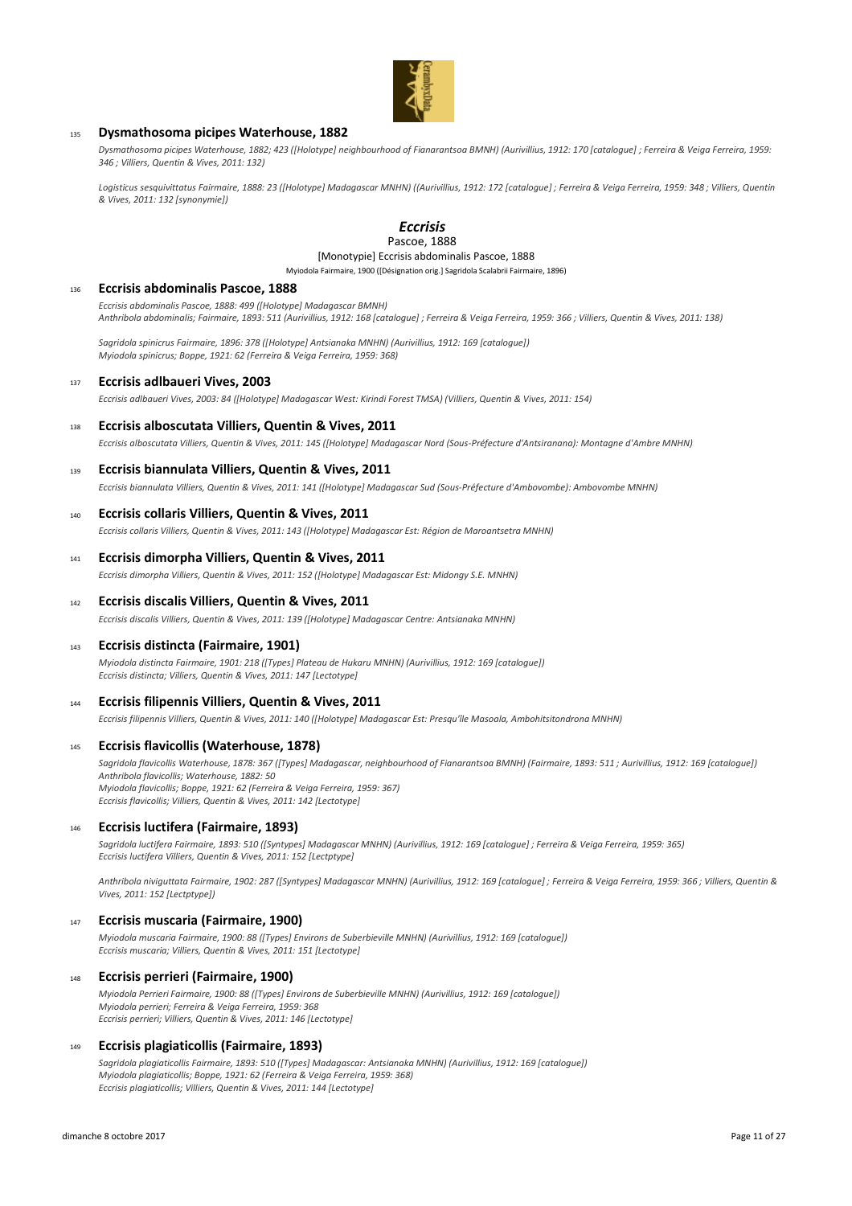135 **Dysmathosoma picipes Waterhouse, 1882**

*Dysmathosoma picipes Waterhouse, 1882; 423 ([Holotype] neighbourhood of Fianarantsoa BMNH) (Aurivillius, 1912: 170 [catalogue] ; Ferreira & Veiga Ferreira, 1959: 346 ; Villiers, Quentin & Vives, 2011: 132)*

*Logisticus sesquivittatus Fairmaire, 1888: 23 ([Holotype] Madagascar MNHN) ((Aurivillius, 1912: 172 [catalogue] ; Ferreira & Veiga Ferreira, 1959: 348 ; Villiers, Quentin & Vives, 2011: 132 [synonymie])*

## *Eccrisis*

Pascoe, 1888

[Monotypie] Eccrisis abdominalis Pascoe, 1888

Myiodola Fairmaire, 1900 ([Désignation orig.] Sagridola Scalabrii Fairmaire, 1896)

136 **Eccrisis abdominalis Pascoe, 1888**

*Eccrisis abdominalis Pascoe, 1888: 499 ([Holotype] Madagascar BMNH)*
*Anthribola abdominalis; Fairmaire, 1893: 511 (Aurivillius, 1912: 168 [catalogue] ; Ferreira & Veiga Ferreira, 1959: 366 ; Villiers, Quentin & Vives, 2011: 138)*

*Sagridola spinicrus Fairmaire, 1896: 378 ([Holotype] Antsianaka MNHN) (Aurivillius, 1912: 169 [catalogue])*
*Myiodola spinicrus; Boppe, 1921: 62 (Ferreira & Veiga Ferreira, 1959: 368)*

137 **Eccrisis adlbaueri Vives, 2003**

*Eccrisis adlbaueri Vives, 2003: 84 ([Holotype] Madagascar West: Kirindi Forest TMSA) (Villiers, Quentin & Vives, 2011: 154)*

138 **Eccrisis alboscutata Villiers, Quentin & Vives, 2011**

*Eccrisis alboscutata Villiers, Quentin & Vives, 2011: 145 ([Holotype] Madagascar Nord (Sous-Préfecture d'Antsiranana): Montagne d'Ambre MNHN)*

139 **Eccrisis biannulata Villiers, Quentin & Vives, 2011**

*Eccrisis biannulata Villiers, Quentin & Vives, 2011: 141 ([Holotype] Madagascar Sud (Sous-Préfecture d'Ambovombe): Ambovombe MNHN)*

140 **Eccrisis collaris Villiers, Quentin & Vives, 2011**

*Eccrisis collaris Villiers, Quentin & Vives, 2011: 143 ([Holotype] Madagascar Est: Région de Maroantsetra MNHN)*

141 **Eccrisis dimorpha Villiers, Quentin & Vives, 2011**

*Eccrisis dimorpha Villiers, Quentin & Vives, 2011: 152 ([Holotype] Madagascar Est: Midongy S.E. MNHN)*

142 **Eccrisis discalis Villiers, Quentin & Vives, 2011**

*Eccrisis discalis Villiers, Quentin & Vives, 2011: 139 ([Holotype] Madagascar Centre: Antsianaka MNHN)*

143 **Eccrisis distincta (Fairmaire, 1901)**

*Myiodola distincta Fairmaire, 1901: 218 ([Types] Plateau de Hukaru MNHN) (Aurivillius, 1912: 169 [catalogue])*
*Eccrisis distincta; Villiers, Quentin & Vives, 2011: 147 [Lectotype]*

144 **Eccrisis filipennis Villiers, Quentin & Vives, 2011**

*Eccrisis filipennis Villiers, Quentin & Vives, 2011: 140 ([Holotype] Madagascar Est: Presqu'île Masoala, Ambohitsitondrona MNHN)*

145 **Eccrisis flavicollis (Waterhouse, 1878)**

*Sagridola flavicollis Waterhouse, 1878: 367 ([Types] Madagascar, neighbourhood of Fianarantsoa BMNH) (Fairmaire, 1893: 511 ; Aurivillius, 1912: 169 [catalogue])*
*Anthribola flavicollis; Waterhouse, 1882: 50*
*Myiodola flavicollis; Boppe, 1921: 62 (Ferreira & Veiga Ferreira, 1959: 367)*
*Eccrisis flavicollis; Villiers, Quentin & Vives, 2011: 142 [Lectotype]*

146 **Eccrisis luctifera (Fairmaire, 1893)**

*Sagridola luctifera Fairmaire, 1893: 510 ([Syntypes] Madagascar MNHN) (Aurivillius, 1912: 169 [catalogue] ; Ferreira & Veiga Ferreira, 1959: 365)*
*Eccrisis luctifera Villiers, Quentin & Vives, 2011: 152 [Lectptype]*

*Anthribola niviguttata Fairmaire, 1902: 287 ([Syntypes] Madagascar MNHN) (Aurivillius, 1912: 169 [catalogue] ; Ferreira & Veiga Ferreira, 1959: 366 ; Villiers, Quentin & Vives, 2011: 152 [Lectptype])*

147 **Eccrisis muscaria (Fairmaire, 1900)**

*Myiodola muscaria Fairmaire, 1900: 88 ([Types] Environs de Suberbieville MNHN) (Aurivillius, 1912: 169 [catalogue])*
*Eccrisis muscaria; Villiers, Quentin & Vives, 2011: 151 [Lectotype]*

148 **Eccrisis perrieri (Fairmaire, 1900)**

*Myiodola Perrieri Fairmaire, 1900: 88 ([Types] Environs de Suberbieville MNHN) (Aurivillius, 1912: 169 [catalogue])*
*Myiodola perrieri; Ferreira & Veiga Ferreira, 1959: 368*
*Eccrisis perrieri; Villiers, Quentin & Vives, 2011: 146 [Lectotype]*

149 **Eccrisis plagiaticollis (Fairmaire, 1893)**

*Sagridola plagiaticollis Fairmaire, 1893: 510 ([Types] Madagascar: Antsianaka MNHN) (Aurivillius, 1912: 169 [catalogue])*
*Myiodola plagiaticollis; Boppe, 1921: 62 (Ferreira & Veiga Ferreira, 1959: 368)*
*Eccrisis plagiaticollis; Villiers, Quentin & Vives, 2011: 144 [Lectotype]*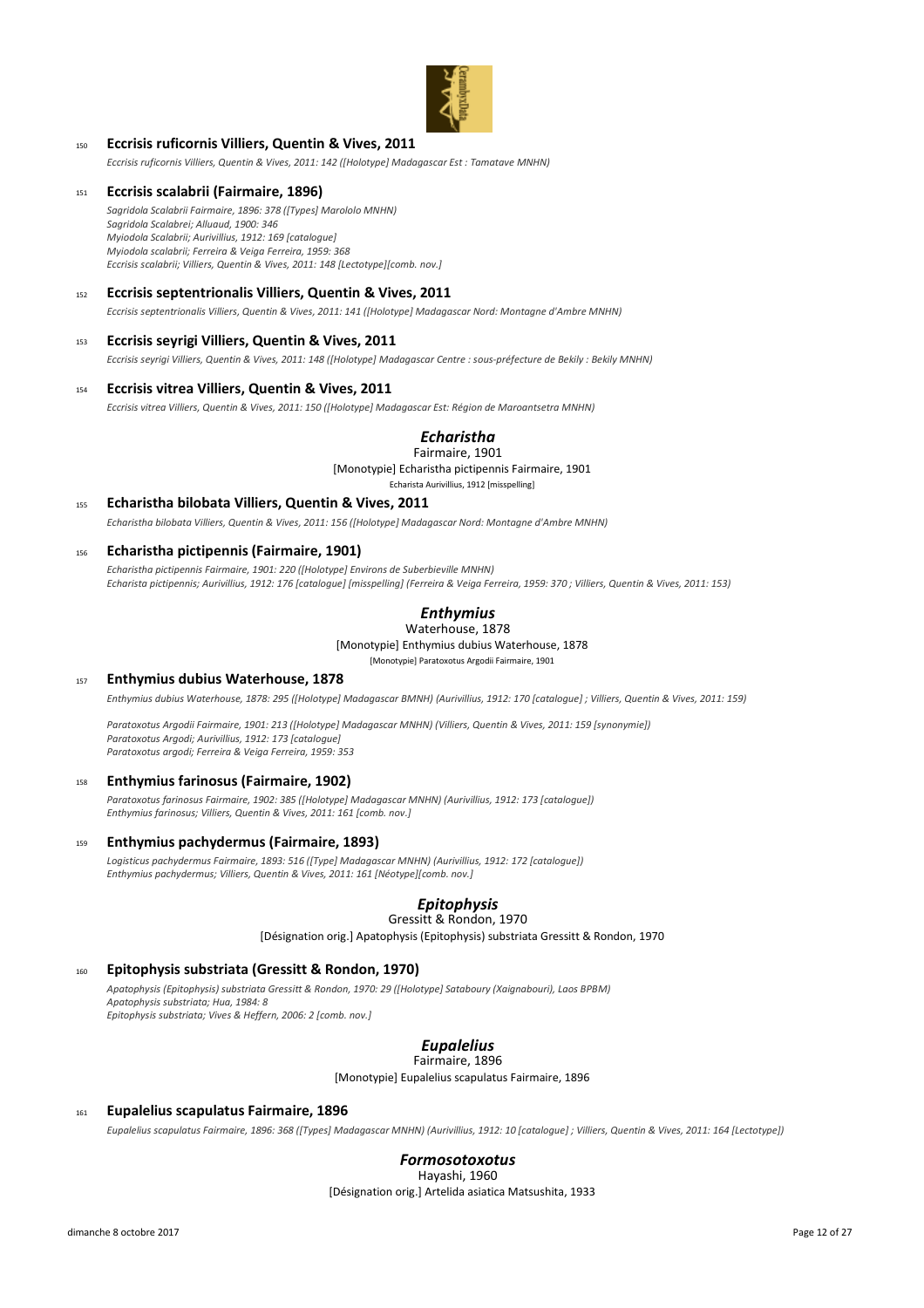150 **Eccrisis ruficornis Villiers, Quentin & Vives, 2011**

*Eccrisis ruficornis Villiers, Quentin & Vives, 2011: 142 ([Holotype] Madagascar Est : Tamatave MNHN)*

151 **Eccrisis scalabrii (Fairmaire, 1896)**

*Sagridola Scalabrii Fairmaire, 1896: 378 ([Types] Marololo MNHN)*
*Sagridola Scalabrei; Alluaud, 1900: 346*
*Myiodola Scalabrii; Aurivillius, 1912: 169 [catalogue]*
*Myiodola scalabrii; Ferreira & Veiga Ferreira, 1959: 368*
*Eccrisis scalabrii; Villiers, Quentin & Vives, 2011: 148 [Lectotype][comb. nov.]*

152 **Eccrisis septentrionalis Villiers, Quentin & Vives, 2011**

*Eccrisis septentrionalis Villiers, Quentin & Vives, 2011: 141 ([Holotype] Madagascar Nord: Montagne d'Ambre MNHN)*

153 **Eccrisis seyrigi Villiers, Quentin & Vives, 2011**

*Eccrisis seyrigi Villiers, Quentin & Vives, 2011: 148 ([Holotype] Madagascar Centre : sous-préfecture de Bekily : Bekily MNHN)*

154 **Eccrisis vitrea Villiers, Quentin & Vives, 2011**

*Eccrisis vitrea Villiers, Quentin & Vives, 2011: 150 ([Holotype] Madagascar Est: Région de Maroantsetra MNHN)*

## *Echaristha*

Fairmaire, 1901

[Monotypie] Echaristha pictipennis Fairmaire, 1901

Echarista Aurivillius, 1912 [misspelling]

155 **Echaristha bilobata Villiers, Quentin & Vives, 2011**

*Echaristha bilobata Villiers, Quentin & Vives, 2011: 156 ([Holotype] Madagascar Nord: Montagne d'Ambre MNHN)*

156 **Echaristha pictipennis (Fairmaire, 1901)**

*Echaristha pictipennis Fairmaire, 1901: 220 ([Holotype] Environs de Suberbieville MNHN)*
*Echarista pictipennis; Aurivillius, 1912: 176 [catalogue] [misspelling] (Ferreira & Veiga Ferreira, 1959: 370 ; Villiers, Quentin & Vives, 2011: 153)*

## *Enthymius*

Waterhouse, 1878

[Monotypie] Enthymius dubius Waterhouse, 1878

[Monotypie] Paratoxotus Argodii Fairmaire, 1901

157 **Enthymius dubius Waterhouse, 1878**

*Enthymius dubius Waterhouse, 1878: 295 ([Holotype] Madagascar BMNH) (Aurivillius, 1912: 170 [catalogue] ; Villiers, Quentin & Vives, 2011: 159)*

*Paratoxotus Argodii Fairmaire, 1901: 213 ([Holotype] Madagascar MNHN) (Villiers, Quentin & Vives, 2011: 159 [synonymie])*
*Paratoxotus Argodi; Aurivillius, 1912: 173 [catalogue]*
*Paratoxotus argodi; Ferreira & Veiga Ferreira, 1959: 353*

158 **Enthymius farinosus (Fairmaire, 1902)**

*Paratoxotus farinosus Fairmaire, 1902: 385 ([Holotype] Madagascar MNHN) (Aurivillius, 1912: 173 [catalogue])*
*Enthymius farinosus; Villiers, Quentin & Vives, 2011: 161 [comb. nov.]*

159 **Enthymius pachydermus (Fairmaire, 1893)**

*Logisticus pachydermus Fairmaire, 1893: 516 ([Type] Madagascar MNHN) (Aurivillius, 1912: 172 [catalogue])*
*Enthymius pachydermus; Villiers, Quentin & Vives, 2011: 161 [Néotype][comb. nov.]*

## *Epitophysis*

Gressitt & Rondon, 1970

[Désignation orig.] Apatophysis (Epitophysis) substriata Gressitt & Rondon, 1970

160 **Epitophysis substriata (Gressitt & Rondon, 1970)**

*Apatophysis (Epitophysis) substriata Gressitt & Rondon, 1970: 29 ([Holotype] Sataboury (Xaignabouri), Laos BPBM)*
*Apatophysis substriata; Hua, 1984: 8*
*Epitophysis substriata; Vives & Heffern, 2006: 2 [comb. nov.]*

## *Eupalelius*

Fairmaire, 1896

[Monotypie] Eupalelius scapulatus Fairmaire, 1896

161 **Eupalelius scapulatus Fairmaire, 1896**

*Eupalelius scapulatus Fairmaire, 1896: 368 ([Types] Madagascar MNHN) (Aurivillius, 1912: 10 [catalogue] ; Villiers, Quentin & Vives, 2011: 164 [Lectotype])*

## *Formosotoxotus*

Hayashi, 1960

[Désignation orig.] Artelida asiatica Matsushita, 1933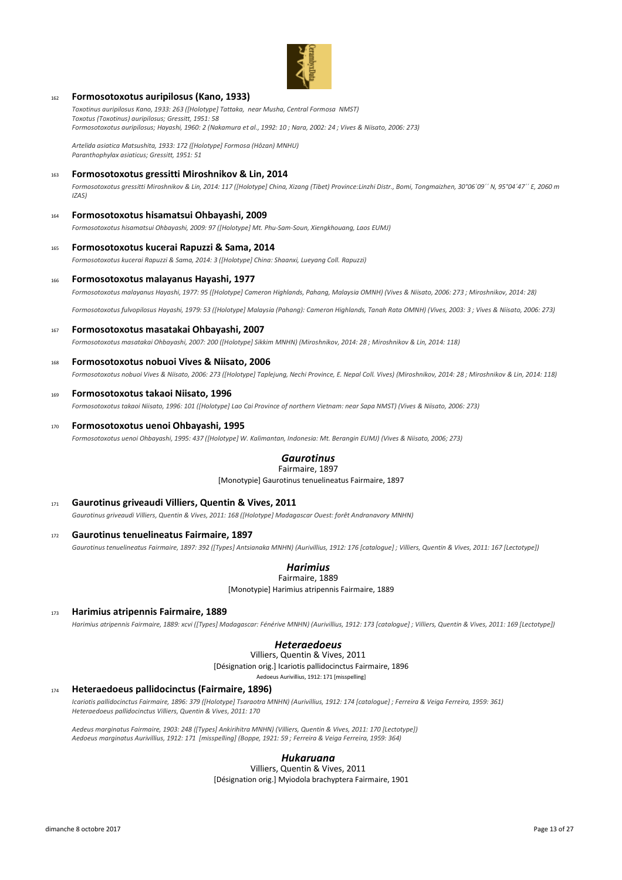162 **Formosotoxotus auripilosus (Kano, 1933)**

*Toxotinus auripilosus Kano, 1933: 263 ([Holotype] Tattaka, near Musha, Central Formosa NMST)*
*Toxotus (Toxotinus) auripilosus; Gressitt, 1951: 58*
*Formosotoxotus auripilosus; Hayashi, 1960: 2 (Nakamura et al., 1992: 10 ; Nara, 2002: 24 ; Vives & Niisato, 2006: 273)*

*Artelida asiatica Matsushita, 1933: 172 ([Holotype] Formosa (Hôzan) MNHU)*
*Paranthophylax asiaticus; Gressitt, 1951: 51*

163 **Formosotoxotus gressitti Miroshnikov & Lin, 2014**

*Formosotoxotus gressitti Miroshnikov & Lin, 2014: 117 ([Holotype] China, Xizang (Tibet) Province:Linzhi Distr., Bomi, Tongmaizhen, 30°06´09´´ N, 95°04´47´´ E, 2060 m IZAS)*

164 **Formosotoxotus hisamatsui Ohbayashi, 2009**

*Formosotoxotus hisamatsui Ohbayashi, 2009: 97 ([Holotype] Mt. Phu-Sam-Soun, Xiengkhouang, Laos EUMJ)*

165 **Formosotoxotus kucerai Rapuzzi & Sama, 2014**

*Formosotoxotus kucerai Rapuzzi & Sama, 2014: 3 ([Holotype] China: Shaanxi, Lueyang Coll. Rapuzzi)*

166 **Formosotoxotus malayanus Hayashi, 1977**

*Formosotoxotus malayanus Hayashi, 1977: 95 ([Holotype] Cameron Highlands, Pahang, Malaysia OMNH) (Vives & Niisato, 2006: 273 ; Miroshnikov, 2014: 28)*

*Formosotoxotus fulvopilosus Hayashi, 1979: 53 ([Holotype] Malaysia (Pahang): Cameron Highlands, Tanah Rata OMNH) (Vives, 2003: 3 ; Vives & Niisato, 2006: 273)*

167 **Formosotoxotus masatakai Ohbayashi, 2007**

*Formosotoxotus masatakai Ohbayashi, 2007: 200 ([Holotype] Sikkim MNHN) (Miroshnikov, 2014: 28 ; Miroshnikov & Lin, 2014: 118)*

168 **Formosotoxotus nobuoi Vives & Niisato, 2006**

*Formosotoxotus nobuoi Vives & Niisato, 2006: 273 ([Holotype] Taplejung, Nechi Province, E. Nepal Coll. Vives) (Miroshnikov, 2014: 28 ; Miroshnikov & Lin, 2014: 118)*

169 **Formosotoxotus takaoi Niisato, 1996**

*Formosotoxotus takaoi Niisato, 1996: 101 ([Holotype] Lao Cai Province of northern Vietnam: near Sapa NMST) (Vives & Niisato, 2006: 273)*

170 **Formosotoxotus uenoi Ohbayashi, 1995**

*Formosotoxotus uenoi Ohbayashi, 1995: 437 ([Holotype] W. Kalimantan, Indonesia: Mt. Berangin EUMJ) (Vives & Niisato, 2006; 273)*

## *Gaurotinus*

Fairmaire, 1897

[Monotypie] Gaurotinus tenuelineatus Fairmaire, 1897

171 **Gaurotinus griveaudi Villiers, Quentin & Vives, 2011**

*Gaurotinus griveaudi Villiers, Quentin & Vives, 2011: 168 ([Holotype] Madagascar Ouest: forêt Andranavory MNHN)*

172 **Gaurotinus tenuelineatus Fairmaire, 1897**

*Gaurotinus tenuelineatus Fairmaire, 1897: 392 ([Types] Antsianaka MNHN) (Aurivillius, 1912: 176 [catalogue] ; Villiers, Quentin & Vives, 2011: 167 [Lectotype])*

## *Harimius*

Fairmaire, 1889

[Monotypie] Harimius atripennis Fairmaire, 1889

173 **Harimius atripennis Fairmaire, 1889**

*Harimius atripennis Fairmaire, 1889: xcvi ([Types] Madagascar: Fénérive MNHN) (Aurivillius, 1912: 173 [catalogue] ; Villiers, Quentin & Vives, 2011: 169 [Lectotype])*

## *Heteraedoeus*

Villiers, Quentin & Vives, 2011

[Désignation orig.] Icariotis pallidocinctus Fairmaire, 1896

Aedoeus Aurivillius, 1912: 171 [misspelling]

174 **Heteraedoeus pallidocinctus (Fairmaire, 1896)**

*Icariotis pallidocinctus Fairmaire, 1896: 379 ([Holotype] Tsaraotra MNHN) (Aurivillius, 1912: 174 [catalogue] ; Ferreira & Veiga Ferreira, 1959: 361)*
*Heteraedoeus pallidocinctus Villiers, Quentin & Vives, 2011: 170*

*Aedeus marginatus Fairmaire, 1903: 248 ([Types] Ankirihitra MNHN) (Villiers, Quentin & Vives, 2011: 170 [Lectotype])*
*Aedoeus marginatus Aurivillius, 1912: 171 [misspelling] (Boppe, 1921: 59 ; Ferreira & Veiga Ferreira, 1959: 364)*

## *Hukaruana*

Villiers, Quentin & Vives, 2011

[Désignation orig.] Myiodola brachyptera Fairmaire, 1901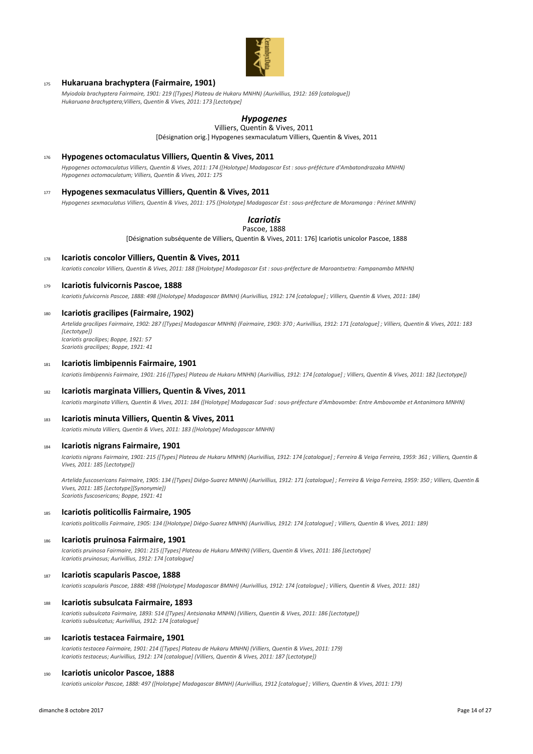175 **Hukaruana brachyptera (Fairmaire, 1901)**

*Myiodola brachyptera Fairmaire, 1901: 219 ([Types] Plateau de Hukaru MNHN) (Aurivillius, 1912: 169 [catalogue])*
*Hukaruana brachyptera;Villiers, Quentin & Vives, 2011: 173 [Lectotype]*

### *Hypogenes*

Villiers, Quentin & Vives, 2011

[Désignation orig.] Hypogenes sexmaculatum Villiers, Quentin & Vives, 2011

176 **Hypogenes octomaculatus Villiers, Quentin & Vives, 2011**

*Hypogenes octomaculatus Villiers, Quentin & Vives, 2011: 174 ([Holotype] Madagascar Est : sous-préfécture d'Ambatondrazaka MNHN)*
*Hypogenes octomaculatum; Villiers, Quentin & Vives, 2011: 175*

177 **Hypogenes sexmaculatus Villiers, Quentin & Vives, 2011**

*Hypogenes sexmaculatus Villiers, Quentin & Vives, 2011: 175 ([Holotype] Madagascar Est : sous-préfecture de Moramanga : Périnet MNHN)*

### *Icariotis*

Pascoe, 1888

[Désignation subséquente de Villiers, Quentin & Vives, 2011: 176] Icariotis unicolor Pascoe, 1888

178 **Icariotis concolor Villiers, Quentin & Vives, 2011**

*Icariotis concolor Villiers, Quentin & Vives, 2011: 188 ([Holotype] Madagascar Est : sous-préfecture de Maroantsetra: Fampanambo MNHN)*

179 **Icariotis fulvicornis Pascoe, 1888**

*Icariotis fulvicornis Pascoe, 1888: 498 ([Holotype] Madagascar BMNH) (Aurivillius, 1912: 174 [catalogue] ; Villiers, Quentin & Vives, 2011: 184)*

180 **Icariotis gracilipes (Fairmaire, 1902)**

*Artelida gracilipes Fairmaire, 1902: 287 ([Types] Madagascar MNHN) (Fairmaire, 1903: 370 ; Aurivillius, 1912: 171 [catalogue] ; Villiers, Quentin & Vives, 2011: 183 [Lectotype])*
*Icariotis gracilipes; Boppe, 1921: 57*
*Scariotis gracilipes; Boppe, 1921: 41*

181 **Icariotis limbipennis Fairmaire, 1901**

*Icariotis limbipennis Fairmaire, 1901: 216 ([Types] Plateau de Hukaru MNHN) (Aurivillius, 1912: 174 [catalogue] ; Villiers, Quentin & Vives, 2011: 182 [Lectotype])*

182 **Icariotis marginata Villiers, Quentin & Vives, 2011**

*Icariotis marginata Villiers, Quentin & Vives, 2011: 184 ([Holotype] Madagascar Sud : sous-préfecture d'Ambovombe: Entre Ambovombe et Antanimora MNHN)*

183 **Icariotis minuta Villiers, Quentin & Vives, 2011**

*Icariotis minuta Villiers, Quentin & Vives, 2011: 183 ([Holotype] Madagascar MNHN)*

184 **Icariotis nigrans Fairmaire, 1901**

*Icariotis nigrans Fairmaire, 1901: 215 ([Types] Plateau de Hukaru MNHN) (Aurivillius, 1912: 174 [catalogue] ; Ferreira & Veiga Ferreira, 1959: 361 ; Villiers, Quentin & Vives, 2011: 185 [Lectotype])*

*Artelida fuscosericans Fairmaire, 1905: 134 ([Types] Diégo-Suarez MNHN) (Aurivillius, 1912: 171 [catalogue] ; Ferreira & Veiga Ferreira, 1959: 350 ; Villiers, Quentin & Vives, 2011: 185 [Lectotype][Synonymie])*
*Scariotis fuscosericans; Boppe, 1921: 41*

185 **Icariotis politicollis Fairmaire, 1905**

*Icariotis politicollis Fairmaire, 1905: 134 ([Holotype] Diégo-Suarez MNHN) (Aurivillius, 1912: 174 [catalogue] ; Villiers, Quentin & Vives, 2011: 189)*

186 **Icariotis pruinosa Fairmaire, 1901**

*Icariotis pruinosa Fairmaire, 1901: 215 ([Types] Plateau de Hukaru MNHN) (Villiers, Quentin & Vives, 2011: 186 [Lectotype]*
*Icariotis pruinosus; Aurivillius, 1912: 174 [catalogue]*

187 **Icariotis scapularis Pascoe, 1888**

*Icariotis scapularis Pascoe, 1888: 498 ([Holotype] Madagascar BMNH) (Aurivillius, 1912: 174 [catalogue] ; Villiers, Quentin & Vives, 2011: 181)*

188 **Icariotis subsulcata Fairmaire, 1893**

*Icariotis subsulcata Fairmaire, 1893: 514 ([Types] Antsianaka MNHN) (Villiers, Quentin & Vives, 2011: 186 [Lectotype])*
*Icariotis subsulcatus; Aurivillius, 1912: 174 [catalogue]*

189 **Icariotis testacea Fairmaire, 1901**

*Icariotis testacea Fairmaire, 1901: 214 ([Types] Plateau de Hukaru MNHN) (Villiers, Quentin & Vives, 2011: 179)*
*Icariotis testaceus; Aurivillius, 1912: 174 [catalogue] (Villiers, Quentin & Vives, 2011: 187 [Lectotype])*

190 **Icariotis unicolor Pascoe, 1888**

*Icariotis unicolor Pascoe, 1888: 497 ([Holotype] Madagascar BMNH) (Aurivillius, 1912 [catalogue] ; Villiers, Quentin & Vives, 2011: 179)*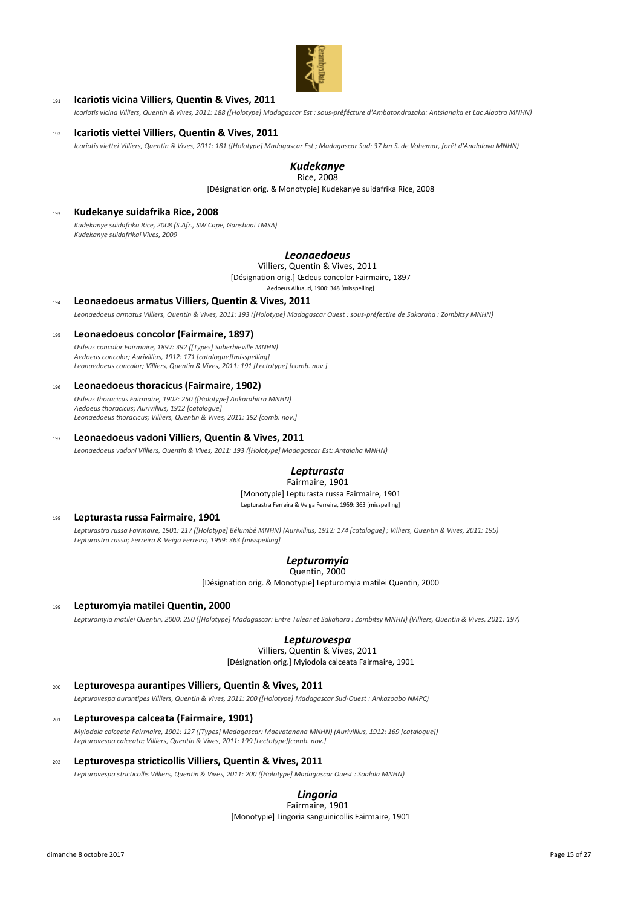191 **Icariotis vicina Villiers, Quentin & Vives, 2011**

*Icariotis vicina Villiers, Quentin & Vives, 2011: 188 ([Holotype] Madagascar Est : sous-préfécture d'Ambatondrazaka: Antsianaka et Lac Alaotra MNHN)*

192 **Icariotis viettei Villiers, Quentin & Vives, 2011**

*Icariotis viettei Villiers, Quentin & Vives, 2011: 181 ([Holotype] Madagascar Est ; Madagascar Sud: 37 km S. de Vohemar, forêt d'Analalava MNHN)*

## *Kudekanye*

Rice, 2008

[Désignation orig. & Monotypie] Kudekanye suidafrika Rice, 2008

193 **Kudekanye suidafrika Rice, 2008**

*Kudekanye suidafrika Rice, 2008 (S.Afr., SW Cape, Gansbaai TMSA)*
*Kudekanye suidafrikai Vives, 2009*

## *Leonaedoeus*

Villiers, Quentin & Vives, 2011

[Désignation orig.] Œdeus concolor Fairmaire, 1897

Aedoeus Alluaud, 1900: 348 [misspelling]

194 **Leonaedoeus armatus Villiers, Quentin & Vives, 2011**

*Leonaedoeus armatus Villiers, Quentin & Vives, 2011: 193 ([Holotype] Madagascar Ouest : sous-préfectire de Sakaraha : Zombitsy MNHN)*

195 **Leonaedoeus concolor (Fairmaire, 1897)**

*Œdeus concolor Fairmaire, 1897: 392 ([Types] Suberbieville MNHN)*
*Aedoeus concolor; Aurivillius, 1912: 171 [catalogue][misspelling]*
*Leonaedoeus concolor; Villiers, Quentin & Vives, 2011: 191 [Lectotype] [comb. nov.]*

196 **Leonaedoeus thoracicus (Fairmaire, 1902)**

*Œdeus thoracicus Fairmaire, 1902: 250 ([Holotype] Ankarahitra MNHN)*
*Aedoeus thoracicus; Aurivillius, 1912 [catalogue]*
*Leonaedoeus thoracicus; Villiers, Quentin & Vives, 2011: 192 [comb. nov.]*

197 **Leonaedoeus vadoni Villiers, Quentin & Vives, 2011**

*Leonaedoeus vadoni Villiers, Quentin & Vives, 2011: 193 ([Holotype] Madagascar Est: Antalaha MNHN)*

## *Lepturasta*

Fairmaire, 1901

[Monotypie] Lepturasta russa Fairmaire, 1901

Lepturastra Ferreira & Veiga Ferreira, 1959: 363 [misspelling]

198 **Lepturasta russa Fairmaire, 1901**

*Lepturastra russa Fairmaire, 1901: 217 ([Holotype] Bélumbé MNHN) (Aurivillius, 1912: 174 [catalogue] ; Villiers, Quentin & Vives, 2011: 195)*
*Lepturastra russa; Ferreira & Veiga Ferreira, 1959: 363 [misspelling]*

## *Lepturomyia*

Quentin, 2000

[Désignation orig. & Monotypie] Lepturomyia matilei Quentin, 2000

199 **Lepturomyia matilei Quentin, 2000**

*Lepturomyia matilei Quentin, 2000: 250 ([Holotype] Madagascar: Entre Tulear et Sakahara : Zombitsy MNHN) (Villiers, Quentin & Vives, 2011: 197)*

## *Lepturovespa*

Villiers, Quentin & Vives, 2011

[Désignation orig.] Myiodola calceata Fairmaire, 1901

200 **Lepturovespa aurantipes Villiers, Quentin & Vives, 2011**

*Lepturovespa aurantipes Villiers, Quentin & Vives, 2011: 200 ([Holotype] Madagascar Sud-Ouest : Ankazoabo NMPC)*

201 **Lepturovespa calceata (Fairmaire, 1901)**

*Myiodola calceata Fairmaire, 1901: 127 ([Types] Madagascar: Maevatanana MNHN) (Aurivillius, 1912: 169 [catalogue])*
*Lepturovespa calceata; Villiers, Quentin & Vives, 2011: 199 [Lectotype][comb. nov.]*

202 **Lepturovespa stricticollis Villiers, Quentin & Vives, 2011**

*Lepturovespa stricticollis Villiers, Quentin & Vives, 2011: 200 ([Holotype] Madagascar Ouest : Soalala MNHN)*

## *Lingoria*

Fairmaire, 1901

[Monotypie] Lingoria sanguinicollis Fairmaire, 1901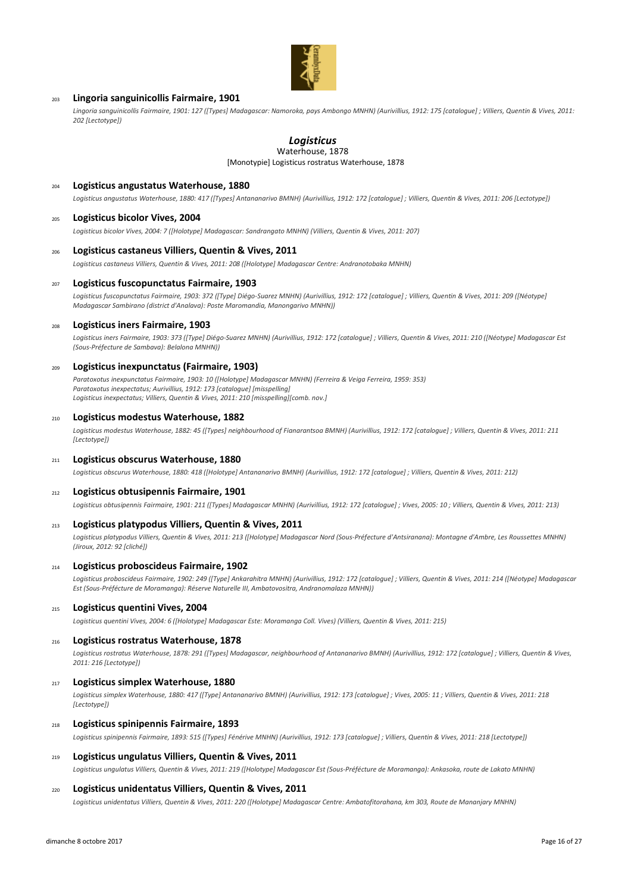203 **Lingoria sanguinicollis Fairmaire, 1901**

*Lingoria sanguinicollis Fairmaire, 1901: 127 ([Types] Madagascar: Namoroka, pays Ambongo MNHN) (Aurivillius, 1912: 175 [catalogue] ; Villiers, Quentin & Vives, 2011: 202 [Lectotype])*

## *Logisticus*

Waterhouse, 1878

[Monotypie] Logisticus rostratus Waterhouse, 1878

204 **Logisticus angustatus Waterhouse, 1880**

*Logisticus angustatus Waterhouse, 1880: 417 ([Types] Antananarivo BMNH) (Aurivillius, 1912: 172 [catalogue] ; Villiers, Quentin & Vives, 2011: 206 [Lectotype])*

205 **Logisticus bicolor Vives, 2004**

*Logisticus bicolor Vives, 2004: 7 ([Holotype] Madagascar: Sandrangato MNHN) (Villiers, Quentin & Vives, 2011: 207)*

206 **Logisticus castaneus Villiers, Quentin & Vives, 2011**

*Logisticus castaneus Villiers, Quentin & Vives, 2011: 208 ([Holotype] Madagascar Centre: Andranotobaka MNHN)*

207 **Logisticus fuscopunctatus Fairmaire, 1903**

*Logisticus fuscopunctatus Fairmaire, 1903: 372 ([Type] Diégo-Suarez MNHN) (Aurivillius, 1912: 172 [catalogue] ; Villiers, Quentin & Vives, 2011: 209 ([Néotype] Madagascar Sambirano (district d'Analava): Poste Maromandia, Manongarivo MNHN))*

208 **Logisticus iners Fairmaire, 1903**

*Logisticus iners Fairmaire, 1903: 373 ([Type] Diégo-Suarez MNHN) (Aurivillius, 1912: 172 [catalogue] ; Villiers, Quentin & Vives, 2011: 210 ([Néotype] Madagascar Est (Sous-Préfecture de Sambava): Belalona MNHN))*

209 **Logisticus inexpunctatus (Fairmaire, 1903)**

*Paratoxotus inexpunctatus Fairmaire, 1903: 10 ([Holotype] Madagascar MNHN) (Ferreira & Veiga Ferreira, 1959: 353)*
*Paratoxotus inexpectatus; Aurivillius, 1912: 173 [catalogue] [misspelling]*
*Logisticus inexpectatus; Villiers, Quentin & Vives, 2011: 210 [misspelling][comb. nov.]*

210 **Logisticus modestus Waterhouse, 1882**

*Logisticus modestus Waterhouse, 1882: 45 ([Types] neighbourhood of Fianarantsoa BMNH) (Aurivillius, 1912: 172 [catalogue] ; Villiers, Quentin & Vives, 2011: 211 [Lectotype])*

211 **Logisticus obscurus Waterhouse, 1880**

*Logisticus obscurus Waterhouse, 1880: 418 ([Holotype] Antananarivo BMNH) (Aurivillius, 1912: 172 [catalogue] ; Villiers, Quentin & Vives, 2011: 212)*

212 **Logisticus obtusipennis Fairmaire, 1901**

*Logisticus obtusipennis Fairmaire, 1901: 211 ([Types] Madagascar MNHN) (Aurivillius, 1912: 172 [catalogue] ; Vives, 2005: 10 ; Villiers, Quentin & Vives, 2011: 213)*

213 **Logisticus platypodus Villiers, Quentin & Vives, 2011**

*Logisticus platypodus Villiers, Quentin & Vives, 2011: 213 ([Holotype] Madagascar Nord (Sous-Préfecture d'Antsiranana): Montagne d'Ambre, Les Roussettes MNHN) (Jiroux, 2012: 92 [cliché])*

214 **Logisticus proboscideus Fairmaire, 1902**

*Logisticus proboscideus Fairmaire, 1902: 249 ([Type] Ankarahitra MNHN) (Aurivillius, 1912: 172 [catalogue] ; Villiers, Quentin & Vives, 2011: 214 ([Néotype] Madagascar Est (Sous-Préfécture de Moramanga): Réserve Naturelle III, Ambatovositra, Andranomalaza MNHN))*

215 **Logisticus quentini Vives, 2004**

*Logisticus quentini Vives, 2004: 6 ([Holotype] Madagascar Este: Moramanga Coll. Vives) (Villiers, Quentin & Vives, 2011: 215)*

216 **Logisticus rostratus Waterhouse, 1878**

*Logisticus rostratus Waterhouse, 1878: 291 ([Types] Madagascar, neighbourhood of Antananarivo BMNH) (Aurivillius, 1912: 172 [catalogue] ; Villiers, Quentin & Vives, 2011: 216 [Lectotype])*

217 **Logisticus simplex Waterhouse, 1880**

*Logisticus simplex Waterhouse, 1880: 417 ([Type] Antananarivo BMNH) (Aurivillius, 1912: 173 [catalogue] ; Vives, 2005: 11 ; Villiers, Quentin & Vives, 2011: 218 [Lectotype])*

218 **Logisticus spinipennis Fairmaire, 1893**

*Logisticus spinipennis Fairmaire, 1893: 515 ([Types] Fénérive MNHN) (Aurivillius, 1912: 173 [catalogue] ; Villiers, Quentin & Vives, 2011: 218 [Lectotype])*

219 **Logisticus ungulatus Villiers, Quentin & Vives, 2011**

*Logisticus ungulatus Villiers, Quentin & Vives, 2011: 219 ([Holotype] Madagascar Est (Sous-Préfécture de Moramanga): Ankasoka, route de Lakato MNHN)*

220 **Logisticus unidentatus Villiers, Quentin & Vives, 2011**

*Logisticus unidentatus Villiers, Quentin & Vives, 2011: 220 ([Holotype] Madagascar Centre: Ambatofitorahana, km 303, Route de Mananjary MNHN)*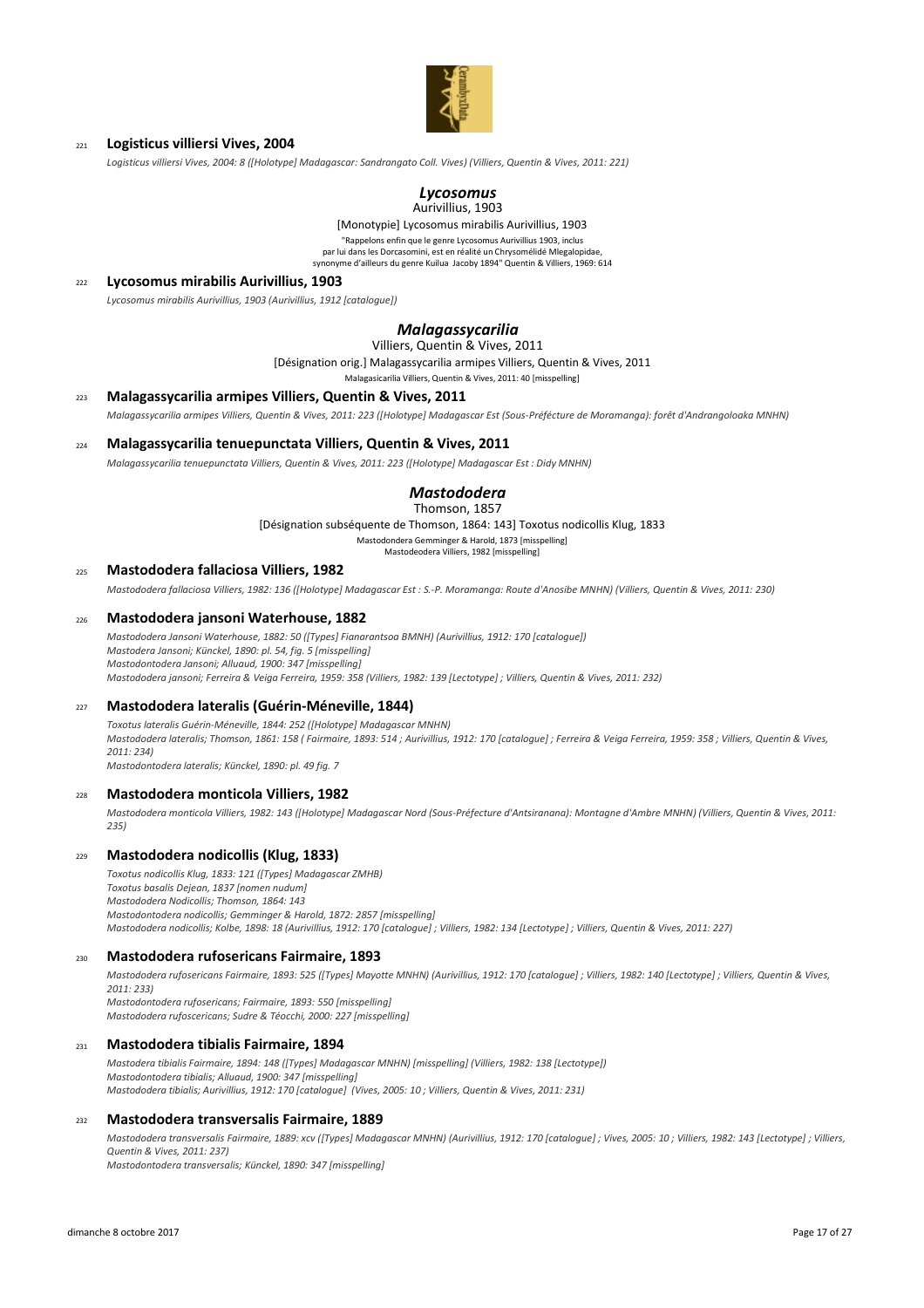221 **Logisticus villiersi Vives, 2004**

*Logisticus villiersi Vives, 2004: 8 ([Holotype] Madagascar: Sandrangato Coll. Vives) (Villiers, Quentin & Vives, 2011: 221)*

## *Lycosomus*

Aurivillius, 1903

[Monotypie] Lycosomus mirabilis Aurivillius, 1903

"Rappelons enfin que le genre Lycosomus Aurivillius 1903, inclus par lui dans les Dorcasomini, est en réalité un Chrysomélidé Mlegalopidae, synonyme d'ailleurs du genre Kuilua Jacoby 1894" Quentin & Villiers, 1969: 614

222 **Lycosomus mirabilis Aurivillius, 1903**

*Lycosomus mirabilis Aurivillius, 1903 (Aurivillius, 1912 [catalogue])*

## *Malagassycarilia*

Villiers, Quentin & Vives, 2011

[Désignation orig.] Malagassycarilia armipes Villiers, Quentin & Vives, 2011

Malagasicarilia Villiers, Quentin & Vives, 2011: 40 [misspelling]

223 **Malagassycarilia armipes Villiers, Quentin & Vives, 2011**

*Malagassycarilia armipes Villiers, Quentin & Vives, 2011: 223 ([Holotype] Madagascar Est (Sous-Préfécture de Moramanga): forêt d'Andrangoloaka MNHN)*

224 **Malagassycarilia tenuepunctata Villiers, Quentin & Vives, 2011**

*Malagassycarilia tenuepunctata Villiers, Quentin & Vives, 2011: 223 ([Holotype] Madagascar Est : Didy MNHN)*

## *Mastododera*

Thomson, 1857

[Désignation subséquente de Thomson, 1864: 143] Toxotus nodicollis Klug, 1833

Mastodondera Gemminger & Harold, 1873 [misspelling]

Mastodeodera Villiers, 1982 [misspelling]

225 **Mastododera fallaciosa Villiers, 1982**

*Mastododera fallaciosa Villiers, 1982: 136 ([Holotype] Madagascar Est : S.-P. Moramanga: Route d'Anosibe MNHN) (Villiers, Quentin & Vives, 2011: 230)*

226 **Mastododera jansoni Waterhouse, 1882**

*Mastododera Jansoni Waterhouse, 1882: 50 ([Types] Fianarantsoa BMNH) (Aurivillius, 1912: 170 [catalogue])*
*Mastodera Jansoni; Künckel, 1890: pl. 54, fig. 5 [misspelling]*
*Mastodontodera Jansoni; Alluaud, 1900: 347 [misspelling]*
*Mastododera jansoni; Ferreira & Veiga Ferreira, 1959: 358 (Villiers, 1982: 139 [Lectotype] ; Villiers, Quentin & Vives, 2011: 232)*

227 **Mastododera lateralis (Guérin-Méneville, 1844)**

*Toxotus lateralis Guérin-Méneville, 1844: 252 ([Holotype] Madagascar MNHN)*
*Mastododera lateralis; Thomson, 1861: 158 ( Fairmaire, 1893: 514 ; Aurivillius, 1912: 170 [catalogue] ; Ferreira & Veiga Ferreira, 1959: 358 ; Villiers, Quentin & Vives, 2011: 234)*
*Mastodontodera lateralis; Künckel, 1890: pl. 49 fig. 7*

228 **Mastododera monticola Villiers, 1982**

*Mastododera monticola Villiers, 1982: 143 ([Holotype] Madagascar Nord (Sous-Préfecture d'Antsiranana): Montagne d'Ambre MNHN) (Villiers, Quentin & Vives, 2011: 235)*

229 **Mastododera nodicollis (Klug, 1833)**

*Toxotus nodicollis Klug, 1833: 121 ([Types] Madagascar ZMHB)*
*Toxotus basalis Dejean, 1837 [nomen nudum]*
*Mastododera Nodicollis; Thomson, 1864: 143*
*Mastodontodera nodicollis; Gemminger & Harold, 1872: 2857 [misspelling]*
*Mastododera nodicollis; Kolbe, 1898: 18 (Aurivillius, 1912: 170 [catalogue] ; Villiers, 1982: 134 [Lectotype] ; Villiers, Quentin & Vives, 2011: 227)*

230 **Mastododera rufosericans Fairmaire, 1893**

*Mastododera rufosericans Fairmaire, 1893: 525 ([Types] Mayotte MNHN) (Aurivillius, 1912: 170 [catalogue] ; Villiers, 1982: 140 [Lectotype] ; Villiers, Quentin & Vives, 2011: 233)*
*Mastodontodera rufosericans; Fairmaire, 1893: 550 [misspelling]*
*Mastododera rufoscericans; Sudre & Téocchi, 2000: 227 [misspelling]*

231 **Mastododera tibialis Fairmaire, 1894**

*Mastodera tibialis Fairmaire, 1894: 148 ([Types] Madagascar MNHN) [misspelling] (Villiers, 1982: 138 [Lectotype])*
*Mastodontodera tibialis; Alluaud, 1900: 347 [misspelling]*
*Mastododera tibialis; Aurivillius, 1912: 170 [catalogue] (Vives, 2005: 10 ; Villiers, Quentin & Vives, 2011: 231)*

232 **Mastododera transversalis Fairmaire, 1889**

*Mastododera transversalis Fairmaire, 1889: xcv ([Types] Madagascar MNHN) (Aurivillius, 1912: 170 [catalogue] ; Vives, 2005: 10 ; Villiers, 1982: 143 [Lectotype] ; Villiers, Quentin & Vives, 2011: 237)*
*Mastodontodera transversalis; Künckel, 1890: 347 [misspelling]*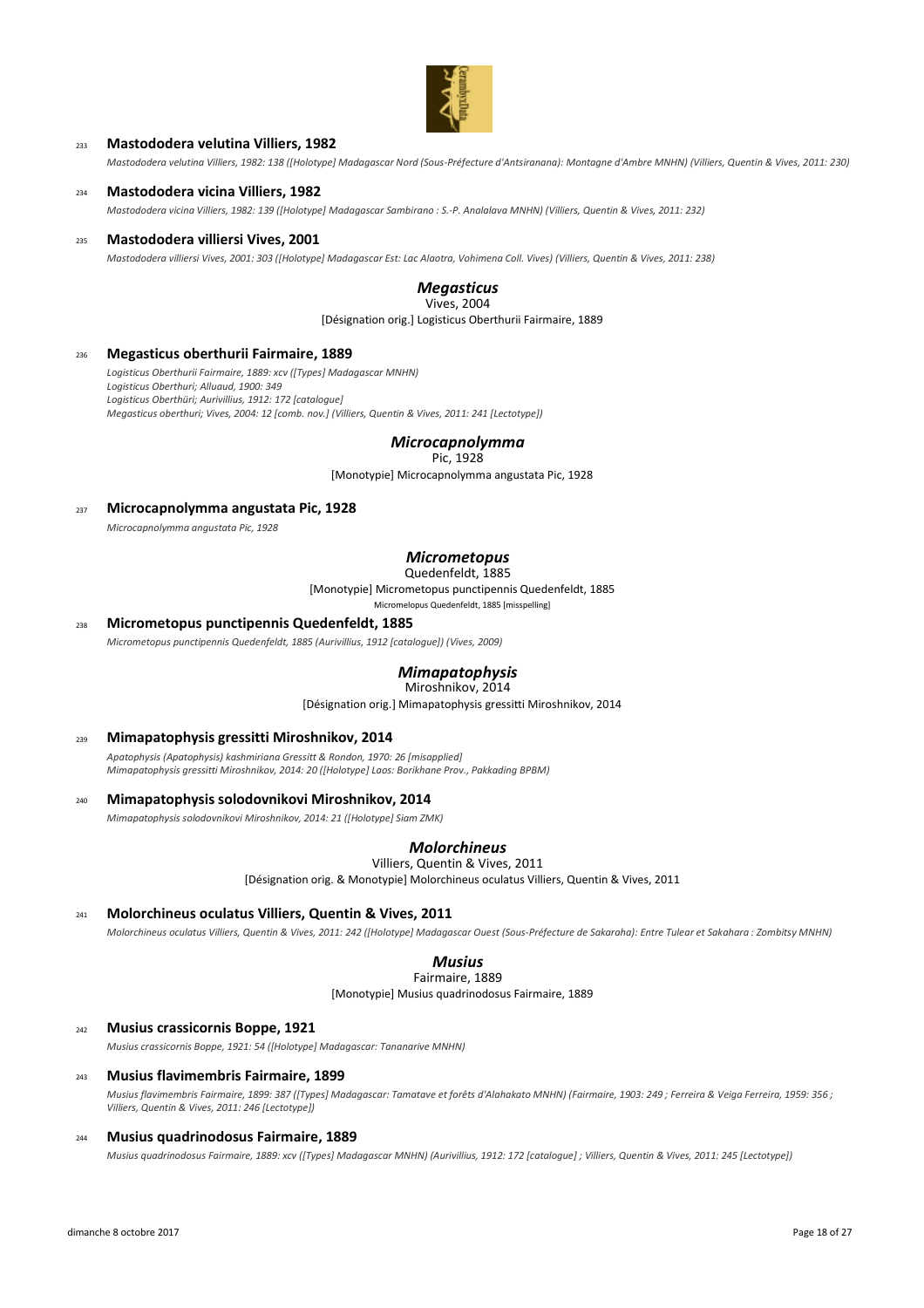233 **Mastododera velutina Villiers, 1982**

*Mastododera velutina Villiers, 1982: 138 ([Holotype] Madagascar Nord (Sous-Préfecture d'Antsiranana): Montagne d'Ambre MNHN) (Villiers, Quentin & Vives, 2011: 230)*

234 **Mastododera vicina Villiers, 1982**

*Mastododera vicina Villiers, 1982: 139 ([Holotype] Madagascar Sambirano : S.-P. Analalava MNHN) (Villiers, Quentin & Vives, 2011: 232)*

235 **Mastododera villiersi Vives, 2001**

*Mastododera villiersi Vives, 2001: 303 ([Holotype] Madagascar Est: Lac Alaotra, Vohimena Coll. Vives) (Villiers, Quentin & Vives, 2011: 238)*

## *Megasticus*

Vives, 2004

[Désignation orig.] Logisticus Oberthurii Fairmaire, 1889

236 **Megasticus oberthurii Fairmaire, 1889**

*Logisticus Oberthurii Fairmaire, 1889: xcv ([Types] Madagascar MNHN)*
*Logisticus Oberthuri; Alluaud, 1900: 349*
*Logisticus Oberthüri; Aurivillius, 1912: 172 [catalogue]*
*Megasticus oberthuri; Vives, 2004: 12 [comb. nov.] (Villiers, Quentin & Vives, 2011: 241 [Lectotype])*

## *Microcapnolymma*

Pic, 1928

[Monotypie] Microcapnolymma angustata Pic, 1928

237 **Microcapnolymma angustata Pic, 1928**

*Microcapnolymma angustata Pic, 1928*

## *Micrometopus*

Quedenfeldt, 1885

[Monotypie] Micrometopus punctipennis Quedenfeldt, 1885

Micromelopus Quedenfeldt, 1885 [misspelling]

238 **Micrometopus punctipennis Quedenfeldt, 1885**

*Micrometopus punctipennis Quedenfeldt, 1885 (Aurivillius, 1912 [catalogue]) (Vives, 2009)*

## *Mimapatophysis*

Miroshnikov, 2014

[Désignation orig.] Mimapatophysis gressitti Miroshnikov, 2014

239 **Mimapatophysis gressitti Miroshnikov, 2014**

*Apatophysis (Apatophysis) kashmiriana Gressitt & Rondon, 1970: 26 [misapplied]*
*Mimapatophysis gressitti Miroshnikov, 2014: 20 ([Holotype] Laos: Borikhane Prov., Pakkading BPBM)*

240 **Mimapatophysis solodovnikovi Miroshnikov, 2014**

*Mimapatophysis solodovnikovi Miroshnikov, 2014: 21 ([Holotype] Siam ZMK)*

## *Molorchineus*

Villiers, Quentin & Vives, 2011

[Désignation orig. & Monotypie] Molorchineus oculatus Villiers, Quentin & Vives, 2011

241 **Molorchineus oculatus Villiers, Quentin & Vives, 2011**

*Molorchineus oculatus Villiers, Quentin & Vives, 2011: 242 ([Holotype] Madagascar Ouest (Sous-Préfecture de Sakaraha): Entre Tulear et Sakahara : Zombitsy MNHN)*

## *Musius*

Fairmaire, 1889

[Monotypie] Musius quadrinodosus Fairmaire, 1889

242 **Musius crassicornis Boppe, 1921**

*Musius crassicornis Boppe, 1921: 54 ([Holotype] Madagascar: Tananarive MNHN)*

243 **Musius flavimembris Fairmaire, 1899**

*Musius flavimembris Fairmaire, 1899: 387 ([Types] Madagascar: Tamatave et forêts d'Alahakato MNHN) (Fairmaire, 1903: 249 ; Ferreira & Veiga Ferreira, 1959: 356 ; Villiers, Quentin & Vives, 2011: 246 [Lectotype])*

244 **Musius quadrinodosus Fairmaire, 1889**

*Musius quadrinodosus Fairmaire, 1889: xcv ([Types] Madagascar MNHN) (Aurivillius, 1912: 172 [catalogue] ; Villiers, Quentin & Vives, 2011: 245 [Lectotype])*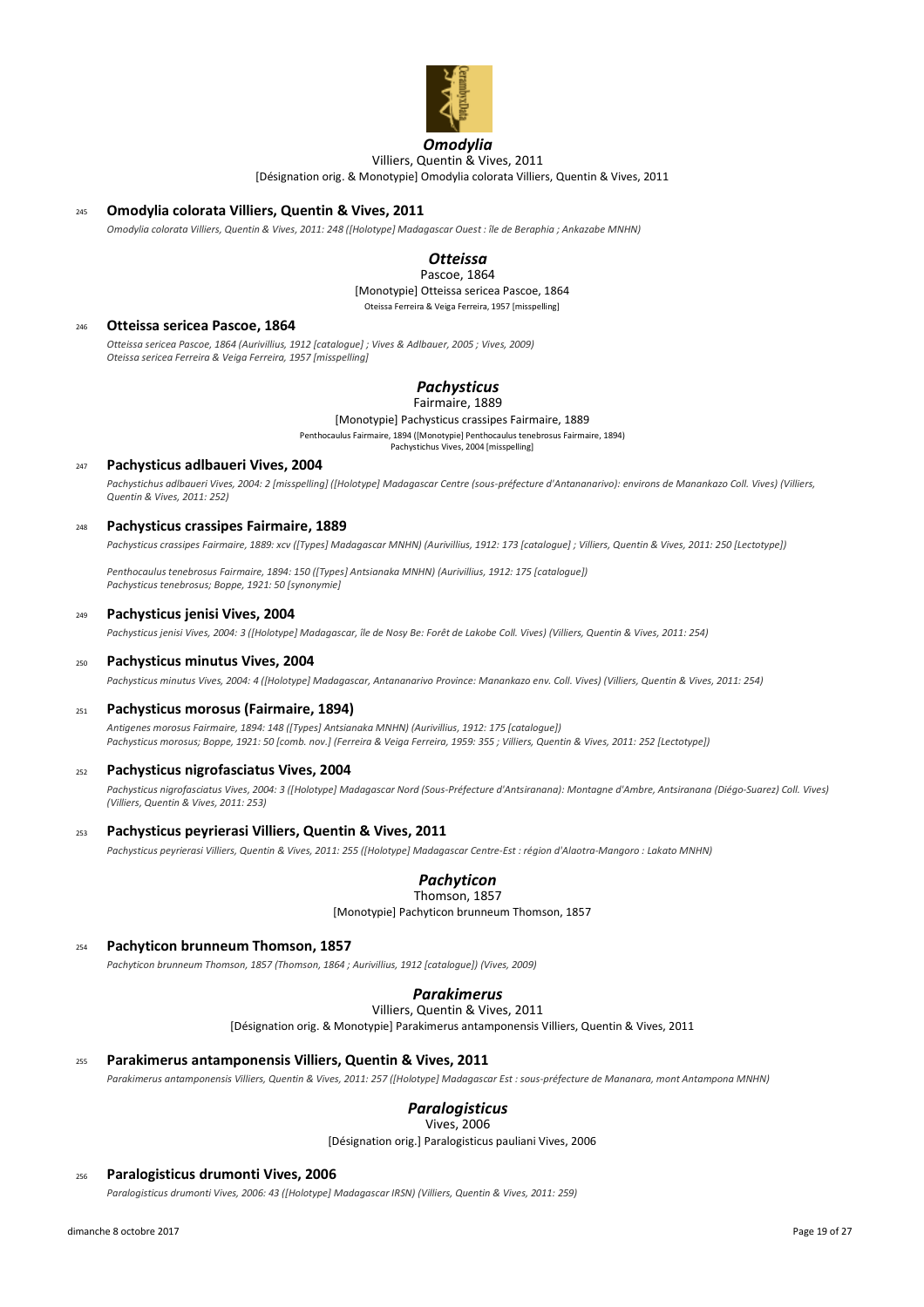## *Omodylia*

Villiers, Quentin & Vives, 2011

[Désignation orig. & Monotypie] Omodylia colorata Villiers, Quentin & Vives, 2011

245 **Omodylia colorata Villiers, Quentin & Vives, 2011**

*Omodylia colorata Villiers, Quentin & Vives, 2011: 248 ([Holotype] Madagascar Ouest : île de Beraphia ; Ankazabe MNHN)*

## *Otteissa*

Pascoe, 1864

[Monotypie] Otteissa sericea Pascoe, 1864

Oteissa Ferreira & Veiga Ferreira, 1957 [misspelling]

246 **Otteissa sericea Pascoe, 1864**

*Otteissa sericea Pascoe, 1864 (Aurivillius, 1912 [catalogue] ; Vives & Adlbauer, 2005 ; Vives, 2009)*
*Oteissa sericea Ferreira & Veiga Ferreira, 1957 [misspelling]*

## *Pachysticus*

Fairmaire, 1889

[Monotypie] Pachysticus crassipes Fairmaire, 1889

Penthocaulus Fairmaire, 1894 ([Monotypie] Penthocaulus tenebrosus Fairmaire, 1894)
Pachystichus Vives, 2004 [misspelling]

247 **Pachysticus adlbaueri Vives, 2004**

*Pachystichus adlbaueri Vives, 2004: 2 [misspelling] ([Holotype] Madagascar Centre (sous-préfecture d'Antananarivo): environs de Manankazo Coll. Vives) (Villiers, Quentin & Vives, 2011: 252)*

248 **Pachysticus crassipes Fairmaire, 1889**

*Pachysticus crassipes Fairmaire, 1889: xcv ([Types] Madagascar MNHN) (Aurivillius, 1912: 173 [catalogue] ; Villiers, Quentin & Vives, 2011: 250 [Lectotype])*

*Penthocaulus tenebrosus Fairmaire, 1894: 150 ([Types] Antsianaka MNHN) (Aurivillius, 1912: 175 [catalogue])*
*Pachysticus tenebrosus; Boppe, 1921: 50 [synonymie]*

249 **Pachysticus jenisi Vives, 2004**

*Pachysticus jenisi Vives, 2004: 3 ([Holotype] Madagascar, île de Nosy Be: Forêt de Lakobe Coll. Vives) (Villiers, Quentin & Vives, 2011: 254)*

250 **Pachysticus minutus Vives, 2004**

*Pachysticus minutus Vives, 2004: 4 ([Holotype] Madagascar, Antananarivo Province: Manankazo env. Coll. Vives) (Villiers, Quentin & Vives, 2011: 254)*

251 **Pachysticus morosus (Fairmaire, 1894)**

*Antigenes morosus Fairmaire, 1894: 148 ([Types] Antsianaka MNHN) (Aurivillius, 1912: 175 [catalogue])*
*Pachysticus morosus; Boppe, 1921: 50 [comb. nov.] (Ferreira & Veiga Ferreira, 1959: 355 ; Villiers, Quentin & Vives, 2011: 252 [Lectotype])*

252 **Pachysticus nigrofasciatus Vives, 2004**

*Pachysticus nigrofasciatus Vives, 2004: 3 ([Holotype] Madagascar Nord (Sous-Préfecture d'Antsiranana): Montagne d'Ambre, Antsiranana (Diégo-Suarez) Coll. Vives) (Villiers, Quentin & Vives, 2011: 253)*

253 **Pachysticus peyrierasi Villiers, Quentin & Vives, 2011**

*Pachysticus peyrierasi Villiers, Quentin & Vives, 2011: 255 ([Holotype] Madagascar Centre-Est : région d'Alaotra-Mangoro : Lakato MNHN)*

## *Pachyticon*

Thomson, 1857

[Monotypie] Pachyticon brunneum Thomson, 1857

254 **Pachyticon brunneum Thomson, 1857**

*Pachyticon brunneum Thomson, 1857 (Thomson, 1864 ; Aurivillius, 1912 [catalogue]) (Vives, 2009)*

## *Parakimerus*

Villiers, Quentin & Vives, 2011

[Désignation orig. & Monotypie] Parakimerus antamponensis Villiers, Quentin & Vives, 2011

255 **Parakimerus antamponensis Villiers, Quentin & Vives, 2011**

*Parakimerus antamponensis Villiers, Quentin & Vives, 2011: 257 ([Holotype] Madagascar Est : sous-préfecture de Mananara, mont Antampona MNHN)*

## *Paralogisticus*

Vives, 2006

[Désignation orig.] Paralogisticus pauliani Vives, 2006

256 **Paralogisticus drumonti Vives, 2006**

*Paralogisticus drumonti Vives, 2006: 43 ([Holotype] Madagascar IRSN) (Villiers, Quentin & Vives, 2011: 259)*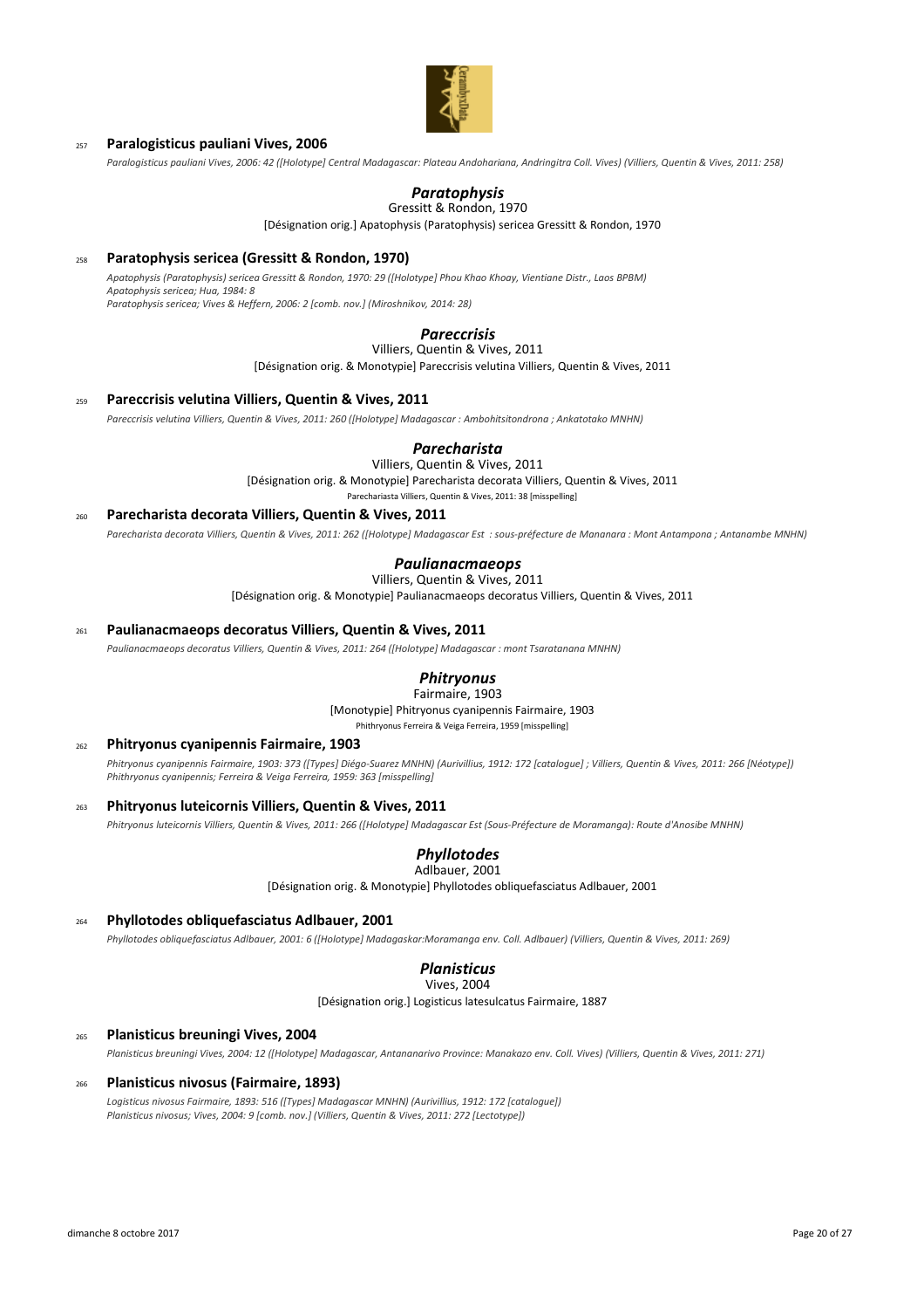257 **Paralogisticus pauliani Vives, 2006**

*Paralogisticus pauliani Vives, 2006: 42 ([Holotype] Central Madagascar: Plateau Andohariana, Andringitra Coll. Vives) (Villiers, Quentin & Vives, 2011: 258)*

## *Paratophysis*

Gressitt & Rondon, 1970

[Désignation orig.] Apatophysis (Paratophysis) sericea Gressitt & Rondon, 1970

258 **Paratophysis sericea (Gressitt & Rondon, 1970)**

*Apatophysis (Paratophysis) sericea Gressitt & Rondon, 1970: 29 ([Holotype] Phou Khao Khoay, Vientiane Distr., Laos BPBM)*
*Apatophysis sericea; Hua, 1984: 8*
*Paratophysis sericea; Vives & Heffern, 2006: 2 [comb. nov.] (Miroshnikov, 2014: 28)*

## *Pareccrisis*

Villiers, Quentin & Vives, 2011

[Désignation orig. & Monotypie] Pareccrisis velutina Villiers, Quentin & Vives, 2011

259 **Pareccrisis velutina Villiers, Quentin & Vives, 2011**

*Pareccrisis velutina Villiers, Quentin & Vives, 2011: 260 ([Holotype] Madagascar : Ambohitsitondrona ; Ankatotako MNHN)*

## *Parecharista*

Villiers, Quentin & Vives, 2011

[Désignation orig. & Monotypie] Parecharista decorata Villiers, Quentin & Vives, 2011

Parechariasta Villiers, Quentin & Vives, 2011: 38 [misspelling]

260 **Parecharista decorata Villiers, Quentin & Vives, 2011**

*Parecharista decorata Villiers, Quentin & Vives, 2011: 262 ([Holotype] Madagascar Est : sous-préfecture de Mananara : Mont Antampona ; Antanambe MNHN)*

## *Paulianacmaeops*

Villiers, Quentin & Vives, 2011

[Désignation orig. & Monotypie] Paulianacmaeops decoratus Villiers, Quentin & Vives, 2011

261 **Paulianacmaeops decoratus Villiers, Quentin & Vives, 2011**

*Paulianacmaeops decoratus Villiers, Quentin & Vives, 2011: 264 ([Holotype] Madagascar : mont Tsaratanana MNHN)*

## *Phitryonus*

Fairmaire, 1903

[Monotypie] Phitryonus cyanipennis Fairmaire, 1903

Phithryonus Ferreira & Veiga Ferreira, 1959 [misspelling]

262 **Phitryonus cyanipennis Fairmaire, 1903**

*Phitryonus cyanipennis Fairmaire, 1903: 373 ([Types] Diégo-Suarez MNHN) (Aurivillius, 1912: 172 [catalogue] ; Villiers, Quentin & Vives, 2011: 266 [Néotype])*
*Phithryonus cyanipennis; Ferreira & Veiga Ferreira, 1959: 363 [misspelling]*

263 **Phitryonus luteicornis Villiers, Quentin & Vives, 2011**

*Phitryonus luteicornis Villiers, Quentin & Vives, 2011: 266 ([Holotype] Madagascar Est (Sous-Préfecture de Moramanga): Route d'Anosibe MNHN)*

## *Phyllotodes*

Adlbauer, 2001

[Désignation orig. & Monotypie] Phyllotodes obliquefasciatus Adlbauer, 2001

264 **Phyllotodes obliquefasciatus Adlbauer, 2001**

*Phyllotodes obliquefasciatus Adlbauer, 2001: 6 ([Holotype] Madagaskar:Moramanga env. Coll. Adlbauer) (Villiers, Quentin & Vives, 2011: 269)*

## *Planisticus*

Vives, 2004

[Désignation orig.] Logisticus latesulcatus Fairmaire, 1887

265 **Planisticus breuningi Vives, 2004**

*Planisticus breuningi Vives, 2004: 12 ([Holotype] Madagascar, Antananarivo Province: Manakazo env. Coll. Vives) (Villiers, Quentin & Vives, 2011: 271)*

266 **Planisticus nivosus (Fairmaire, 1893)**

*Logisticus nivosus Fairmaire, 1893: 516 ([Types] Madagascar MNHN) (Aurivillius, 1912: 172 [catalogue])*
*Planisticus nivosus; Vives, 2004: 9 [comb. nov.] (Villiers, Quentin & Vives, 2011: 272 [Lectotype])*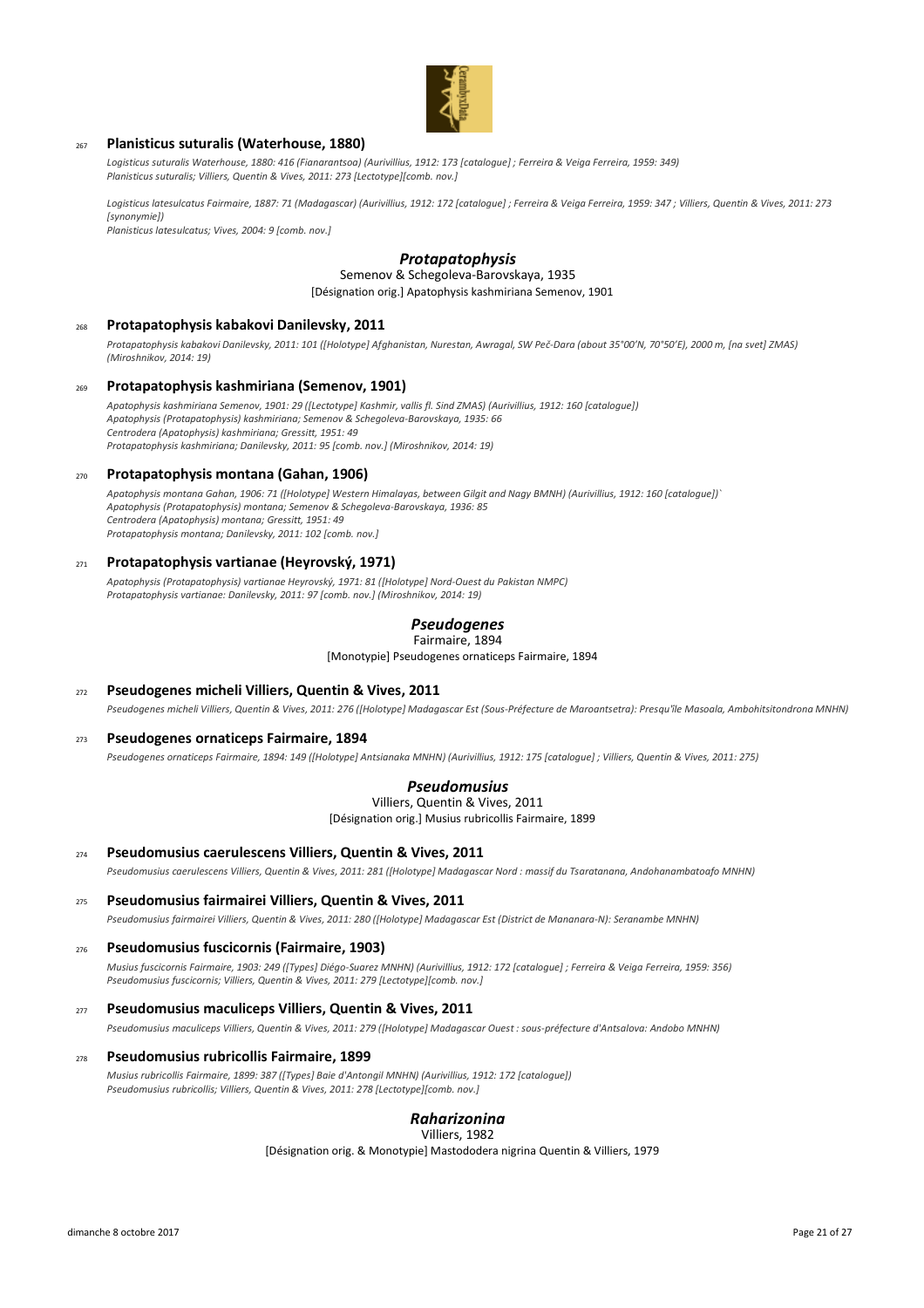### 267 **Planisticus suturalis (Waterhouse, 1880)**

*Logisticus suturalis Waterhouse, 1880: 416 (Fianarantsoa) (Aurivillius, 1912: 173 [catalogue] ; Ferreira & Veiga Ferreira, 1959: 349)*
*Planisticus suturalis; Villiers, Quentin & Vives, 2011: 273 [Lectotype][comb. nov.]*

*Logisticus latesulcatus Fairmaire, 1887: 71 (Madagascar) (Aurivillius, 1912: 172 [catalogue] ; Ferreira & Veiga Ferreira, 1959: 347 ; Villiers, Quentin & Vives, 2011: 273 [synonymie])*
*Planisticus latesulcatus; Vives, 2004: 9 [comb. nov.]*

## *Protapatophysis*

Semenov & Schegoleva-Barovskaya, 1935
[Désignation orig.] Apatophysis kashmiriana Semenov, 1901

### 268 **Protapatophysis kabakovi Danilevsky, 2011**

*Protapatophysis kabakovi Danilevsky, 2011: 101 ([Holotype] Afghanistan, Nurestan, Awragal, SW Peč-Dara (about 35°00'N, 70°50'E), 2000 m, [na svet] ZMAS) (Miroshnikov, 2014: 19)*

### 269 **Protapatophysis kashmiriana (Semenov, 1901)**

*Apatophysis kashmiriana Semenov, 1901: 29 ([Lectotype] Kashmir, vallis fl. Sind ZMAS) (Aurivillius, 1912: 160 [catalogue])*
*Apatophysis (Protapatophysis) kashmiriana; Semenov & Schegoleva-Barovskaya, 1935: 66*
*Centrodera (Apatophysis) kashmiriana; Gressitt, 1951: 49*
*Protapatophysis kashmiriana; Danilevsky, 2011: 95 [comb. nov.] (Miroshnikov, 2014: 19)*

### 270 **Protapatophysis montana (Gahan, 1906)**

*Apatophysis montana Gahan, 1906: 71 ([Holotype] Western Himalayas, between Gilgit and Nagy BMNH) (Aurivillius, 1912: 160 [catalogue])`*
*Apatophysis (Protapatophysis) montana; Semenov & Schegoleva-Barovskaya, 1936: 85*
*Centrodera (Apatophysis) montana; Gressitt, 1951: 49*
*Protapatophysis montana; Danilevsky, 2011: 102 [comb. nov.]*

### 271 **Protapatophysis vartianae (Heyrovský, 1971)**

*Apatophysis (Protapatophysis) vartianae Heyrovský, 1971: 81 ([Holotype] Nord-Ouest du Pakistan NMPC)*
*Protapatophysis vartianae: Danilevsky, 2011: 97 [comb. nov.] (Miroshnikov, 2014: 19)*

## *Pseudogenes*

Fairmaire, 1894
[Monotypie] Pseudogenes ornaticeps Fairmaire, 1894

### 272 **Pseudogenes micheli Villiers, Quentin & Vives, 2011**

*Pseudogenes micheli Villiers, Quentin & Vives, 2011: 276 ([Holotype] Madagascar Est (Sous-Préfecture de Maroantsetra): Presqu'île Masoala, Ambohitsitondrona MNHN)*

### 273 **Pseudogenes ornaticeps Fairmaire, 1894**

*Pseudogenes ornaticeps Fairmaire, 1894: 149 ([Holotype] Antsianaka MNHN) (Aurivillius, 1912: 175 [catalogue] ; Villiers, Quentin & Vives, 2011: 275)*

## *Pseudomusius*

Villiers, Quentin & Vives, 2011
[Désignation orig.] Musius rubricollis Fairmaire, 1899

### 274 **Pseudomusius caerulescens Villiers, Quentin & Vives, 2011**

*Pseudomusius caerulescens Villiers, Quentin & Vives, 2011: 281 ([Holotype] Madagascar Nord : massif du Tsaratanana, Andohanambatoafo MNHN)*

### 275 **Pseudomusius fairmairei Villiers, Quentin & Vives, 2011**

*Pseudomusius fairmairei Villiers, Quentin & Vives, 2011: 280 ([Holotype] Madagascar Est (District de Mananara-N): Seranambe MNHN)*

### 276 **Pseudomusius fuscicornis (Fairmaire, 1903)**

*Musius fuscicornis Fairmaire, 1903: 249 ([Types] Diégo-Suarez MNHN) (Aurivillius, 1912: 172 [catalogue] ; Ferreira & Veiga Ferreira, 1959: 356)*
*Pseudomusius fuscicornis; Villiers, Quentin & Vives, 2011: 279 [Lectotype][comb. nov.]*

### 277 **Pseudomusius maculiceps Villiers, Quentin & Vives, 2011**

*Pseudomusius maculiceps Villiers, Quentin & Vives, 2011: 279 ([Holotype] Madagascar Ouest : sous-préfecture d'Antsalova: Andobo MNHN)*

### 278 **Pseudomusius rubricollis Fairmaire, 1899**

*Musius rubricollis Fairmaire, 1899: 387 ([Types] Baie d'Antongil MNHN) (Aurivillius, 1912: 172 [catalogue])*
*Pseudomusius rubricollis; Villiers, Quentin & Vives, 2011: 278 [Lectotype][comb. nov.]*

## *Raharizonina*

Villiers, 1982
[Désignation orig. & Monotypie] Mastododera nigrina Quentin & Villiers, 1979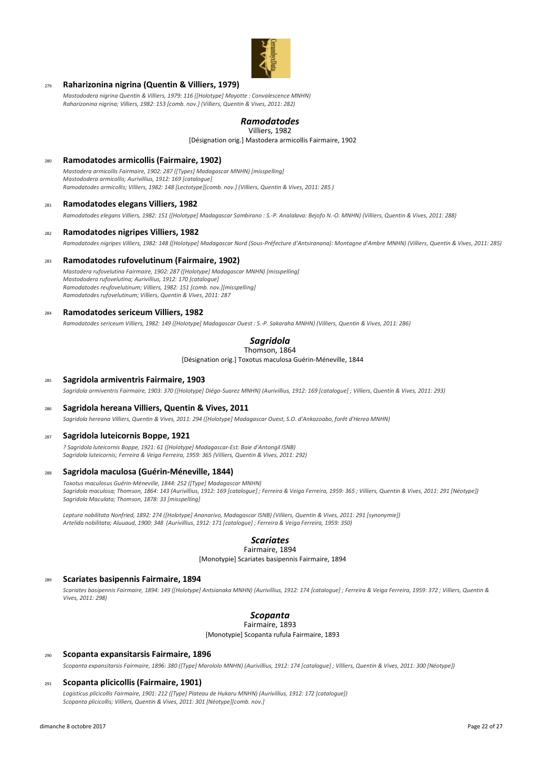279 **Raharizonina nigrina (Quentin & Villiers, 1979)**

*Mastododera nigrina Quentin & Villiers, 1979: 116 ([Holotype] Mayotte : Convalescence MNHN)*
*Raharizonina nigrina; Villiers, 1982: 153 [comb. nov.] (Villiers, Quentin & Vives, 2011: 282)*

## *Ramodatodes*

Villiers, 1982

[Désignation orig.] Mastodera armicollis Fairmaire, 1902

280 **Ramodatodes armicollis (Fairmaire, 1902)**

*Mastodera armicollis Fairmaire, 1902: 287 ([Types] Madagascar MNHN) [misspelling]*
*Mastododera armicollis; Aurivillius, 1912: 169 [catalogue]*
*Ramodatodes armicollis; Villiers, 1982: 148 [Lectotype][comb. nov.] (Villiers, Quentin & Vives, 2011: 285 )*

281 **Ramodatodes elegans Villiers, 1982**

*Ramodatodes elegans Villiers, 1982: 151 ([Holotype] Madagascar Sambirano : S.-P. Analalava: Bejofo N.-O. MNHN) (Villiers, Quentin & Vives, 2011: 288)*

282 **Ramodatodes nigripes Villiers, 1982**

*Ramodatodes nigripes Villiers, 1982: 148 ([Holotype] Madagascar Nord (Sous-Préfecture d'Antsiranana): Montagne d'Ambre MNHN) (Villiers, Quentin & Vives, 2011: 285)*

283 **Ramodatodes rufovelutinum (Fairmaire, 1902)**

*Mastodera rufovelutina Fairmaire, 1902: 287 ([Holotype] Madagascar MNHN) [misspelling]*
*Mastododera rufovelutina; Aurivillius, 1912: 170 [catalogue]*
*Ramodatodes reufovelutinum; Villiers, 1982: 151 [comb. nov.][misspelling]*
*Ramodatodes rufovelutinum; Villiers, Quentin & Vives, 2011: 287*

284 **Ramodatodes sericeum Villiers, 1982**

*Ramodatodes sericeum Villiers, 1982: 149 ([Holotype] Madagascar Ouest : S.-P. Sakaraha MNHN) (Villiers, Quentin & Vives, 2011: 286)*

## *Sagridola*

Thomson, 1864

[Désignation orig.] Toxotus maculosa Guérin-Méneville, 1844

285 **Sagridola armiventris Fairmaire, 1903**

*Sagridola armiventris Fairmaire, 1903: 370 ([Holotype] Diégo-Suarez MNHN) (Aurivillius, 1912: 169 [catalogue] ; Villiers, Quentin & Vives, 2011: 293)*

286 **Sagridola hereana Villiers, Quentin & Vives, 2011**

*Sagridola hereana Villiers, Quentin & Vives, 2011: 294 ([Holotype] Madagascar Ouest, S.O. d'Ankazoabo, forêt d'Herea MNHN)*

287 **Sagridola luteicornis Boppe, 1921**

*? Sagridola luteicornis Boppe, 1921: 61 ([Holotype] Madagascar-Est: Baie d'Antongil ISNB)*
*Sagridola luteicornis; Ferreira & Veiga Ferreira, 1959: 365 (Villiers, Quentin & Vives, 2011: 292)*

288 **Sagridola maculosa (Guérin-Méneville, 1844)**

*Toxotus maculosus Guérin-Méneville, 1844: 252 ([Type] Madagascar MNHN)*
*Sagridola maculosa; Thomson, 1864: 143 (Aurivillius, 1912: 169 [catalogue] ; Ferreira & Veiga Ferreira, 1959: 365 ; Villiers, Quentin & Vives, 2011: 291 [Néotype])*
*Sagridola Maculata; Thomson, 1878: 33 [misspelling]*

*Leptura nobilitata Nonfried, 1892: 274 ([Holotype] Ananarivo, Madagascar ISNB) (Villiers, Quentin & Vives, 2011: 291 [synonymie])*
*Artelida nobilitata; Aluuaud, 1900: 348 (Aurivillius, 1912: 171 [catalogue] ; Ferreira & Veiga Ferreira, 1959: 350)*

## *Scariates*

Fairmaire, 1894

[Monotypie] Scariates basipennis Fairmaire, 1894

289 **Scariates basipennis Fairmaire, 1894**

*Scariates basipennis Fairmaire, 1894: 149 ([Holotype] Antsianaka MNHN) (Aurivillius, 1912: 174 [catalogue] ; Ferreira & Veiga Ferreira, 1959: 372 ; Villiers, Quentin & Vives, 2011: 298)*

## *Scopanta*

Fairmaire, 1893

[Monotypie] Scopanta rufula Fairmaire, 1893

290 **Scopanta expansitarsis Fairmaire, 1896**

*Scopanta expansitarsis Fairmaire, 1896: 380 ([Type] Marololo MNHN) (Aurivillius, 1912: 174 [catalogue] ; Villiers, Quentin & Vives, 2011: 300 [Néotype])*

291 **Scopanta plicicollis (Fairmaire, 1901)**

*Logisticus plicicollis Fairmaire, 1901: 212 ([Type] Plateau de Hukaru MNHN) (Aurivillius, 1912: 172 [catalogue])*
*Scopanta plicicollis; Villiers, Quentin & Vives, 2011: 301 [Néotype][comb. nov.]*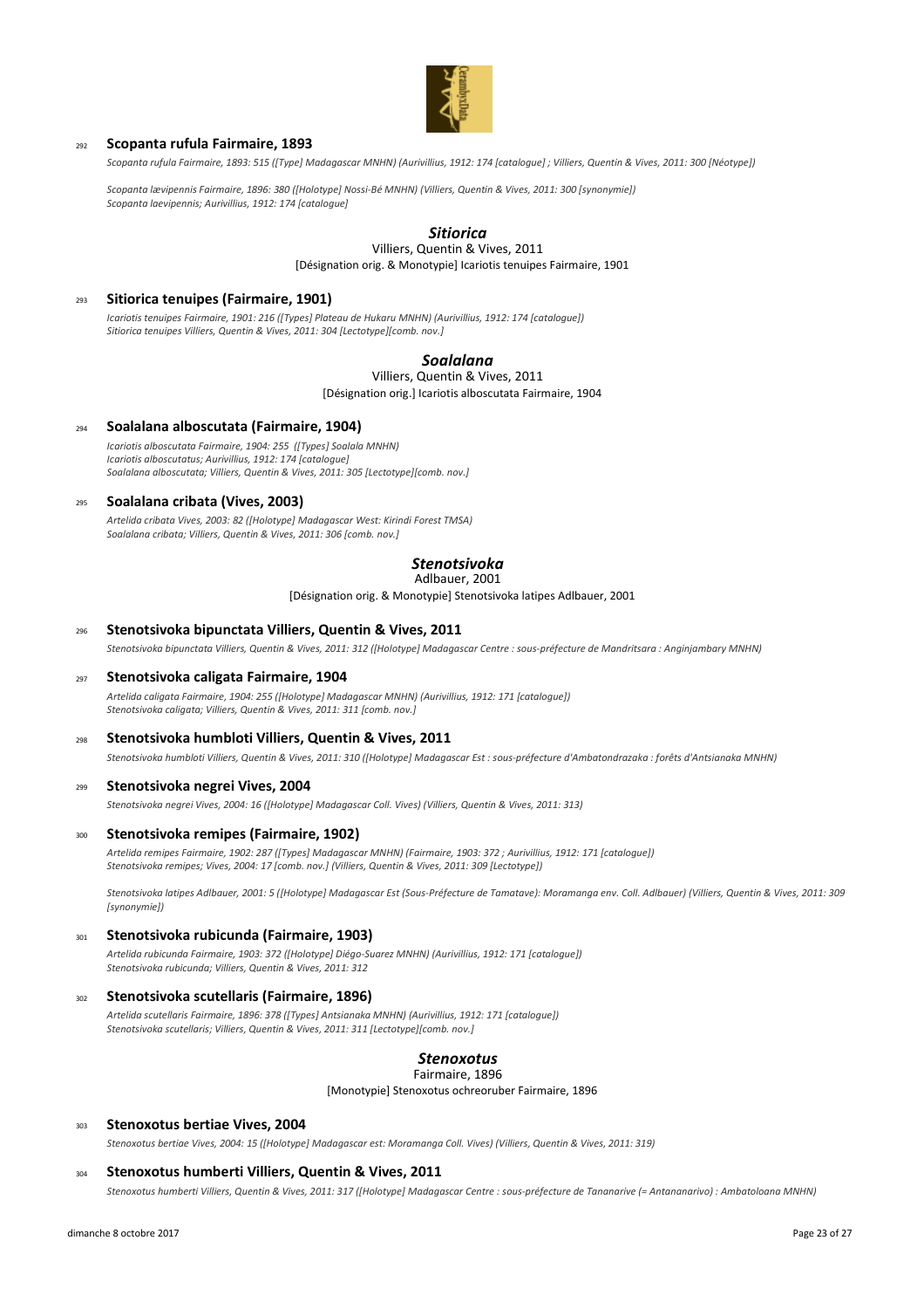292 **Scopanta rufula Fairmaire, 1893**

*Scopanta rufula Fairmaire, 1893: 515 ([Type] Madagascar MNHN) (Aurivillius, 1912: 174 [catalogue] ; Villiers, Quentin & Vives, 2011: 300 [Néotype])*

*Scopanta lævipennis Fairmaire, 1896: 380 ([Holotype] Nossi-Bé MNHN) (Villiers, Quentin & Vives, 2011: 300 [synonymie])*
*Scopanta laevipennis; Aurivillius, 1912: 174 [catalogue]*

## *Sitiorica*

Villiers, Quentin & Vives, 2011

[Désignation orig. & Monotypie] Icariotis tenuipes Fairmaire, 1901

293 **Sitiorica tenuipes (Fairmaire, 1901)**

*Icariotis tenuipes Fairmaire, 1901: 216 ([Types] Plateau de Hukaru MNHN) (Aurivillius, 1912: 174 [catalogue])*
*Sitiorica tenuipes Villiers, Quentin & Vives, 2011: 304 [Lectotype][comb. nov.]*

## *Soalalana*

Villiers, Quentin & Vives, 2011

[Désignation orig.] Icariotis alboscutata Fairmaire, 1904

294 **Soalalana alboscutata (Fairmaire, 1904)**

*Icariotis alboscutata Fairmaire, 1904: 255 ([Types] Soalala MNHN)*
*Icariotis alboscutatus; Aurivillius, 1912: 174 [catalogue]*
*Soalalana alboscutata; Villiers, Quentin & Vives, 2011: 305 [Lectotype][comb. nov.]*

295 **Soalalana cribata (Vives, 2003)**

*Artelida cribata Vives, 2003: 82 ([Holotype] Madagascar West: Kirindi Forest TMSA)*
*Soalalana cribata; Villiers, Quentin & Vives, 2011: 306 [comb. nov.]*

## *Stenotsivoka*

Adlbauer, 2001

[Désignation orig. & Monotypie] Stenotsivoka latipes Adlbauer, 2001

296 **Stenotsivoka bipunctata Villiers, Quentin & Vives, 2011**

*Stenotsivoka bipunctata Villiers, Quentin & Vives, 2011: 312 ([Holotype] Madagascar Centre : sous-préfecture de Mandritsara : Anginjambary MNHN)*

297 **Stenotsivoka caligata Fairmaire, 1904**

*Artelida caligata Fairmaire, 1904: 255 ([Holotype] Madagascar MNHN) (Aurivillius, 1912: 171 [catalogue])*
*Stenotsivoka caligata; Villiers, Quentin & Vives, 2011: 311 [comb. nov.]*

298 **Stenotsivoka humbloti Villiers, Quentin & Vives, 2011**

*Stenotsivoka humbloti Villiers, Quentin & Vives, 2011: 310 ([Holotype] Madagascar Est : sous-préfecture d'Ambatondrazaka : forêts d'Antsianaka MNHN)*

299 **Stenotsivoka negrei Vives, 2004**

*Stenotsivoka negrei Vives, 2004: 16 ([Holotype] Madagascar Coll. Vives) (Villiers, Quentin & Vives, 2011: 313)*

300 **Stenotsivoka remipes (Fairmaire, 1902)**

*Artelida remipes Fairmaire, 1902: 287 ([Types] Madagascar MNHN) (Fairmaire, 1903: 372 ; Aurivillius, 1912: 171 [catalogue])*
*Stenotsivoka remipes; Vives, 2004: 17 [comb. nov.] (Villiers, Quentin & Vives, 2011: 309 [Lectotype])*

*Stenotsivoka latipes Adlbauer, 2001: 5 ([Holotype] Madagascar Est (Sous-Préfecture de Tamatave): Moramanga env. Coll. Adlbauer) (Villiers, Quentin & Vives, 2011: 309 [synonymie])*

301 **Stenotsivoka rubicunda (Fairmaire, 1903)**

*Artelida rubicunda Fairmaire, 1903: 372 ([Holotype] Diégo-Suarez MNHN) (Aurivillius, 1912: 171 [catalogue])*
*Stenotsivoka rubicunda; Villiers, Quentin & Vives, 2011: 312*

302 **Stenotsivoka scutellaris (Fairmaire, 1896)**

*Artelida scutellaris Fairmaire, 1896: 378 ([Types] Antsianaka MNHN) (Aurivillius, 1912: 171 [catalogue])*
*Stenotsivoka scutellaris; Villiers, Quentin & Vives, 2011: 311 [Lectotype][comb. nov.]*

## *Stenoxotus*

Fairmaire, 1896

[Monotypie] Stenoxotus ochreoruber Fairmaire, 1896

303 **Stenoxotus bertiae Vives, 2004**

*Stenoxotus bertiae Vives, 2004: 15 ([Holotype] Madagascar est: Moramanga Coll. Vives) (Villiers, Quentin & Vives, 2011: 319)*

304 **Stenoxotus humberti Villiers, Quentin & Vives, 2011**

*Stenoxotus humberti Villiers, Quentin & Vives, 2011: 317 ([Holotype] Madagascar Centre : sous-préfecture de Tananarive (= Antananarivo) : Ambatoloana MNHN)*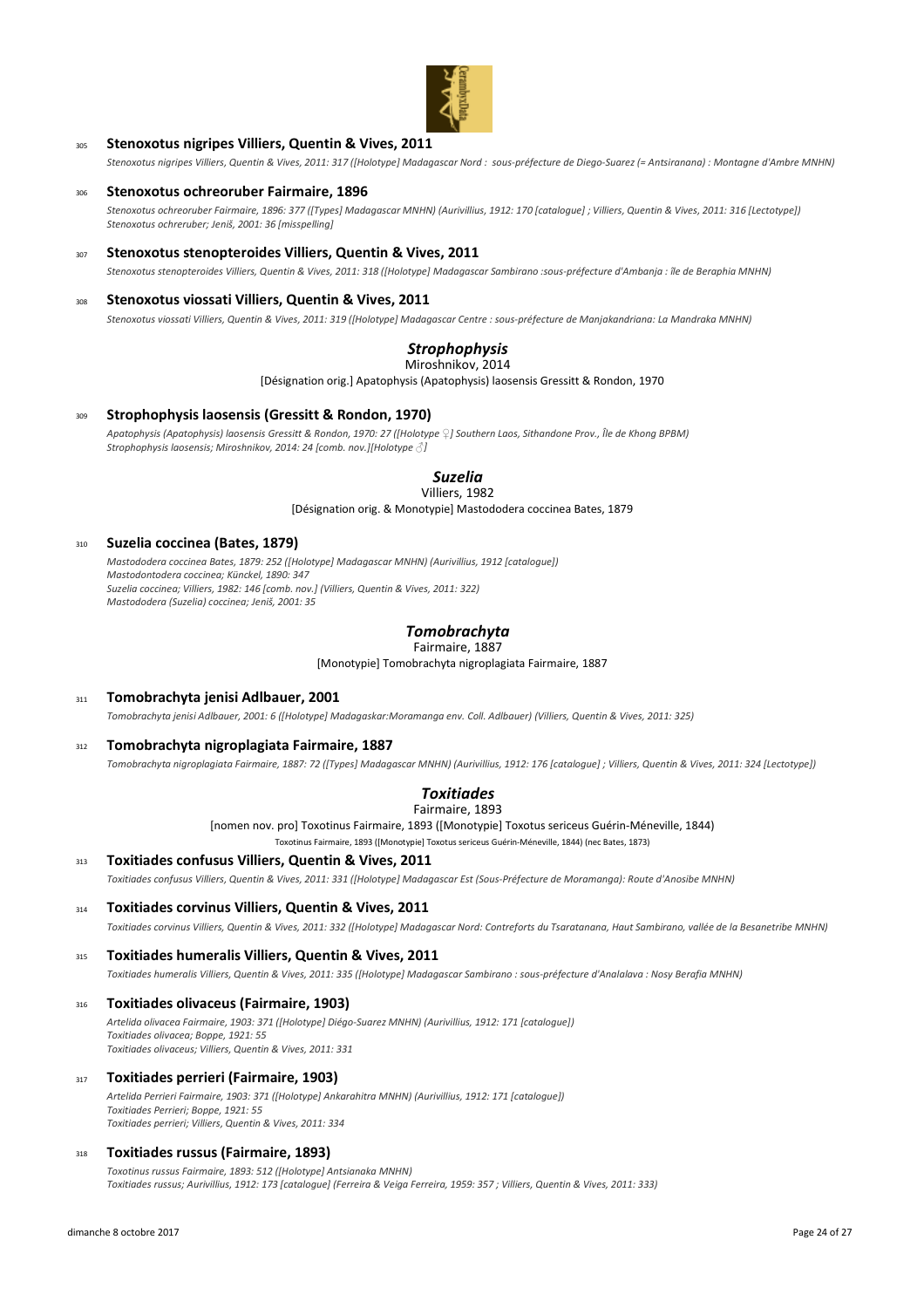305 **Stenoxotus nigripes Villiers, Quentin & Vives, 2011**

*Stenoxotus nigripes Villiers, Quentin & Vives, 2011: 317 ([Holotype] Madagascar Nord : sous-préfecture de Diego-Suarez (= Antsiranana) : Montagne d'Ambre MNHN)*

306 **Stenoxotus ochreoruber Fairmaire, 1896**

*Stenoxotus ochreoruber Fairmaire, 1896: 377 ([Types] Madagascar MNHN) (Aurivillius, 1912: 170 [catalogue] ; Villiers, Quentin & Vives, 2011: 316 [Lectotype])*
*Stenoxotus ochreruber; Jeniš, 2001: 36 [misspelling]*

307 **Stenoxotus stenopteroides Villiers, Quentin & Vives, 2011**

*Stenoxotus stenopteroides Villiers, Quentin & Vives, 2011: 318 ([Holotype] Madagascar Sambirano :sous-préfecture d'Ambanja : île de Beraphia MNHN)*

308 **Stenoxotus viossati Villiers, Quentin & Vives, 2011**

*Stenoxotus viossati Villiers, Quentin & Vives, 2011: 319 ([Holotype] Madagascar Centre : sous-préfecture de Manjakandriana: La Mandraka MNHN)*

## *Strophophysis*

Miroshnikov, 2014

[Désignation orig.] Apatophysis (Apatophysis) laosensis Gressitt & Rondon, 1970

309 **Strophophysis laosensis (Gressitt & Rondon, 1970)**

*Apatophysis (Apatophysis) laosensis Gressitt & Rondon, 1970: 27 ([Holotype ♀] Southern Laos, Sithandone Prov., Île de Khong BPBM)*
*Strophophysis laosensis; Miroshnikov, 2014: 24 [comb. nov.][Holotype ♂]*

## *Suzelia*

Villiers, 1982

[Désignation orig. & Monotypie] Mastododera coccinea Bates, 1879

310 **Suzelia coccinea (Bates, 1879)**

*Mastododera coccinea Bates, 1879: 252 ([Holotype] Madagascar MNHN) (Aurivillius, 1912 [catalogue])*
*Mastodontodera coccinea; Künckel, 1890: 347*
*Suzelia coccinea; Villiers, 1982: 146 [comb. nov.] (Villiers, Quentin & Vives, 2011: 322)*
*Mastododera (Suzelia) coccinea; Jeniš, 2001: 35*

## *Tomobrachyta*

Fairmaire, 1887

[Monotypie] Tomobrachyta nigroplagiata Fairmaire, 1887

311 **Tomobrachyta jenisi Adlbauer, 2001**

*Tomobrachyta jenisi Adlbauer, 2001: 6 ([Holotype] Madagaskar:Moramanga env. Coll. Adlbauer) (Villiers, Quentin & Vives, 2011: 325)*

312 **Tomobrachyta nigroplagiata Fairmaire, 1887**

*Tomobrachyta nigroplagiata Fairmaire, 1887: 72 ([Types] Madagascar MNHN) (Aurivillius, 1912: 176 [catalogue] ; Villiers, Quentin & Vives, 2011: 324 [Lectotype])*

## *Toxitiades*

Fairmaire, 1893

[nomen nov. pro] Toxotinus Fairmaire, 1893 ([Monotypie] Toxotus sericeus Guérin-Méneville, 1844)

Toxotinus Fairmaire, 1893 ([Monotypie] Toxotus sericeus Guérin-Méneville, 1844) (nec Bates, 1873)

313 **Toxitiades confusus Villiers, Quentin & Vives, 2011**

*Toxitiades confusus Villiers, Quentin & Vives, 2011: 331 ([Holotype] Madagascar Est (Sous-Préfecture de Moramanga): Route d'Anosibe MNHN)*

314 **Toxitiades corvinus Villiers, Quentin & Vives, 2011**

*Toxitiades corvinus Villiers, Quentin & Vives, 2011: 332 ([Holotype] Madagascar Nord: Contreforts du Tsaratanana, Haut Sambirano, vallée de la Besanetribe MNHN)*

315 **Toxitiades humeralis Villiers, Quentin & Vives, 2011**

*Toxitiades humeralis Villiers, Quentin & Vives, 2011: 335 ([Holotype] Madagascar Sambirano : sous-préfecture d'Analalava : Nosy Berafia MNHN)*

316 **Toxitiades olivaceus (Fairmaire, 1903)**

*Artelida olivacea Fairmaire, 1903: 371 ([Holotype] Diégo-Suarez MNHN) (Aurivillius, 1912: 171 [catalogue])*
*Toxitiades olivacea; Boppe, 1921: 55*
*Toxitiades olivaceus; Villiers, Quentin & Vives, 2011: 331*

317 **Toxitiades perrieri (Fairmaire, 1903)**

*Artelida Perrieri Fairmaire, 1903: 371 ([Holotype] Ankarahitra MNHN) (Aurivillius, 1912: 171 [catalogue])*
*Toxitiades Perrieri; Boppe, 1921: 55*
*Toxitiades perrieri; Villiers, Quentin & Vives, 2011: 334*

318 **Toxitiades russus (Fairmaire, 1893)**

*Toxotinus russus Fairmaire, 1893: 512 ([Holotype] Antsianaka MNHN)*
*Toxitiades russus; Aurivillius, 1912: 173 [catalogue] (Ferreira & Veiga Ferreira, 1959: 357 ; Villiers, Quentin & Vives, 2011: 333)*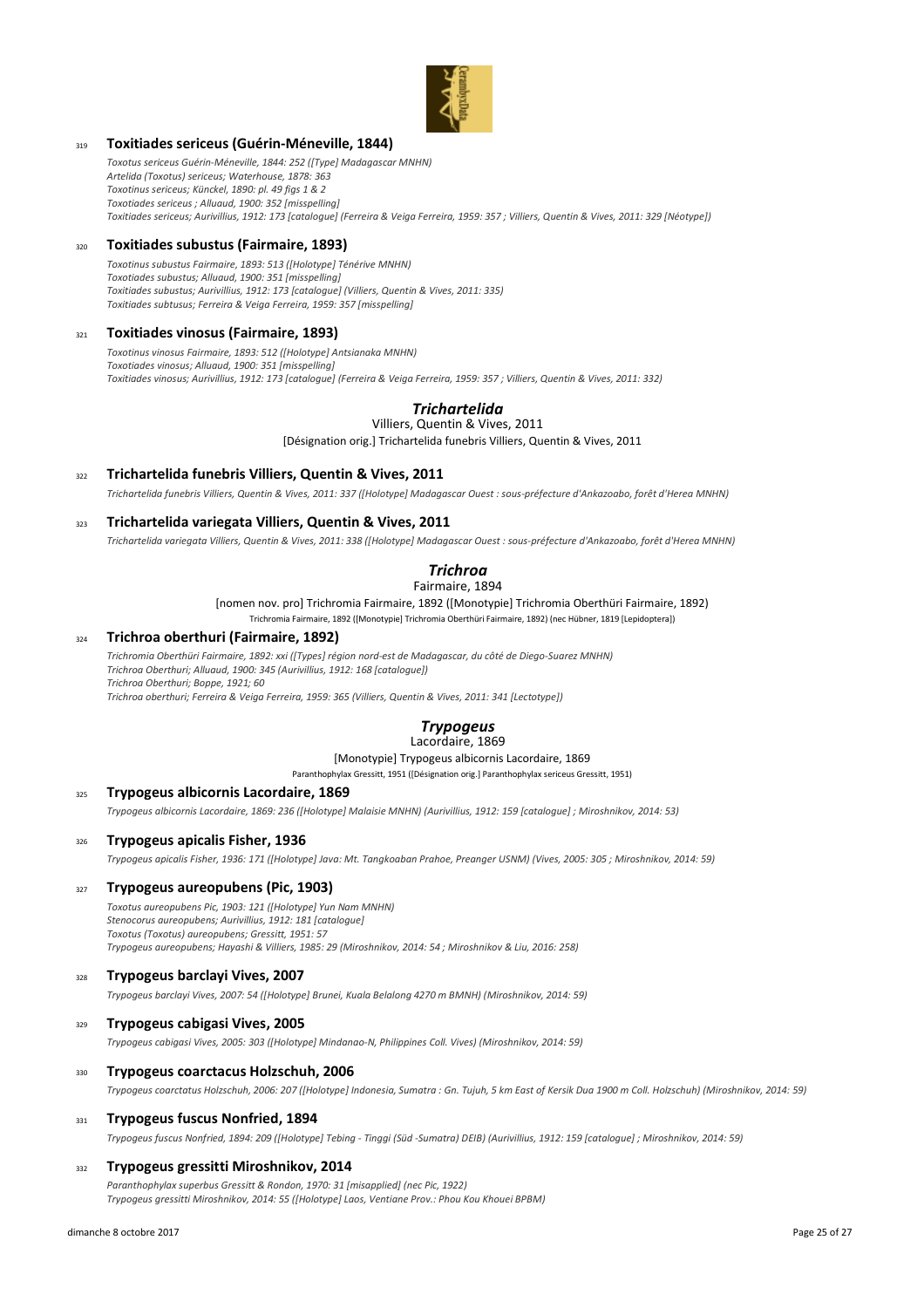319 **Toxitiades sericeus (Guérin-Méneville, 1844)**

*Toxotus sericeus Guérin-Méneville, 1844: 252 ([Type] Madagascar MNHN)*
*Artelida (Toxotus) sericeus; Waterhouse, 1878: 363*
*Toxotinus sericeus; Künckel, 1890: pl. 49 figs 1 & 2*
*Toxotiades sericeus ; Alluaud, 1900: 352 [misspelling]*
*Toxitiades sericeus; Aurivillius, 1912: 173 [catalogue] (Ferreira & Veiga Ferreira, 1959: 357 ; Villiers, Quentin & Vives, 2011: 329 [Néotype])*

320 **Toxitiades subustus (Fairmaire, 1893)**

*Toxotinus subustus Fairmaire, 1893: 513 ([Holotype] Ténérive MNHN)*
*Toxotiades subustus; Alluaud, 1900: 351 [misspelling]*
*Toxitiades subustus; Aurivillius, 1912: 173 [catalogue] (Villiers, Quentin & Vives, 2011: 335)*
*Toxitiades subtusus; Ferreira & Veiga Ferreira, 1959: 357 [misspelling]*

321 **Toxitiades vinosus (Fairmaire, 1893)**

*Toxotinus vinosus Fairmaire, 1893: 512 ([Holotype] Antsianaka MNHN)*
*Toxotiades vinosus; Alluaud, 1900: 351 [misspelling]*
*Toxitiades vinosus; Aurivillius, 1912: 173 [catalogue] (Ferreira & Veiga Ferreira, 1959: 357 ; Villiers, Quentin & Vives, 2011: 332)*

## *Trichartelida*

Villiers, Quentin & Vives, 2011

[Désignation orig.] Trichartelida funebris Villiers, Quentin & Vives, 2011

322 **Trichartelida funebris Villiers, Quentin & Vives, 2011**

*Trichartelida funebris Villiers, Quentin & Vives, 2011: 337 ([Holotype] Madagascar Ouest : sous-préfecture d'Ankazoabo, forêt d'Herea MNHN)*

323 **Trichartelida variegata Villiers, Quentin & Vives, 2011**

*Trichartelida variegata Villiers, Quentin & Vives, 2011: 338 ([Holotype] Madagascar Ouest : sous-préfecture d'Ankazoabo, forêt d'Herea MNHN)*

## *Trichroa*

Fairmaire, 1894

[nomen nov. pro] Trichromia Fairmaire, 1892 ([Monotypie] Trichromia Oberthüri Fairmaire, 1892)

Trichromia Fairmaire, 1892 ([Monotypie] Trichromia Oberthüri Fairmaire, 1892) (nec Hübner, 1819 [Lepidoptera])

324 **Trichroa oberthuri (Fairmaire, 1892)**

*Trichromia Oberthüri Fairmaire, 1892: xxi ([Types] région nord-est de Madagascar, du côté de Diego-Suarez MNHN)*
*Trichroa Oberthuri; Alluaud, 1900: 345 (Aurivillius, 1912: 168 [catalogue])*
*Trichroa Oberthuri; Boppe, 1921; 60*
*Trichroa oberthuri; Ferreira & Veiga Ferreira, 1959: 365 (Villiers, Quentin & Vives, 2011: 341 [Lectotype])*

## *Trypogeus*

Lacordaire, 1869

[Monotypie] Trypogeus albicornis Lacordaire, 1869

Paranthophylax Gressitt, 1951 ([Désignation orig.] Paranthophylax sericeus Gressitt, 1951)

325 **Trypogeus albicornis Lacordaire, 1869**

*Trypogeus albicornis Lacordaire, 1869: 236 ([Holotype] Malaisie MNHN) (Aurivillius, 1912: 159 [catalogue] ; Miroshnikov, 2014: 53)*

326 **Trypogeus apicalis Fisher, 1936**

*Trypogeus apicalis Fisher, 1936: 171 ([Holotype] Java: Mt. Tangkoaban Prahoe, Preanger USNM) (Vives, 2005: 305 ; Miroshnikov, 2014: 59)*

327 **Trypogeus aureopubens (Pic, 1903)**

*Toxotus aureopubens Pic, 1903: 121 ([Holotype] Yun Nam MNHN)*
*Stenocorus aureopubens; Aurivillius, 1912: 181 [catalogue]*
*Toxotus (Toxotus) aureopubens; Gressitt, 1951: 57*
*Trypogeus aureopubens; Hayashi & Villiers, 1985: 29 (Miroshnikov, 2014: 54 ; Miroshnikov & Liu, 2016: 258)*

328 **Trypogeus barclayi Vives, 2007**

*Trypogeus barclayi Vives, 2007: 54 ([Holotype] Brunei, Kuala Belalong 4270 m BMNH) (Miroshnikov, 2014: 59)*

329 **Trypogeus cabigasi Vives, 2005**

*Trypogeus cabigasi Vives, 2005: 303 ([Holotype] Mindanao-N, Philippines Coll. Vives) (Miroshnikov, 2014: 59)*

330 **Trypogeus coarctacus Holzschuh, 2006**

*Trypogeus coarctatus Holzschuh, 2006: 207 ([Holotype] Indonesia, Sumatra : Gn. Tujuh, 5 km East of Kersik Dua 1900 m Coll. Holzschuh) (Miroshnikov, 2014: 59)*

331 **Trypogeus fuscus Nonfried, 1894**

*Trypogeus fuscus Nonfried, 1894: 209 ([Holotype] Tebing - Tinggi (Süd -Sumatra) DEIB) (Aurivillius, 1912: 159 [catalogue] ; Miroshnikov, 2014: 59)*

332 **Trypogeus gressitti Miroshnikov, 2014**

*Paranthophylax superbus Gressitt & Rondon, 1970: 31 [misapplied] (nec Pic, 1922)*
*Trypogeus gressitti Miroshnikov, 2014: 55 ([Holotype] Laos, Vientiane Prov.: Phou Kou Khouei BPBM)*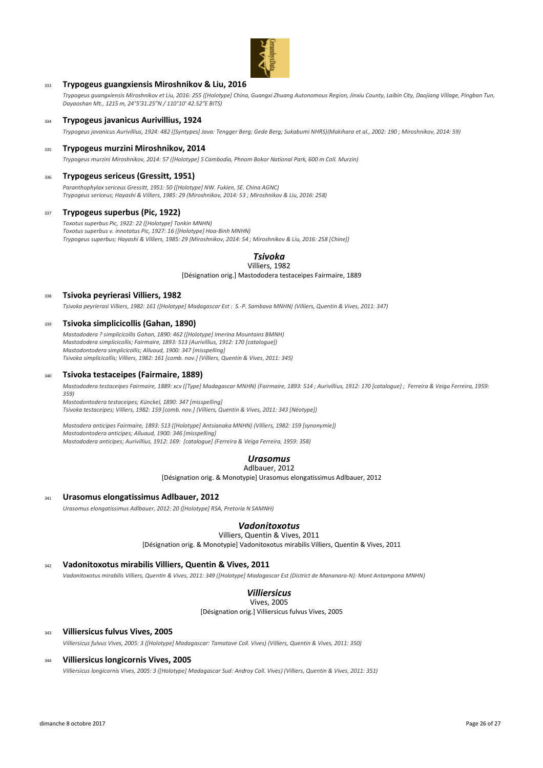333 **Trypogeus guangxiensis Miroshnikov & Liu, 2016**

*Trypogeus guangxiensis Miroshnikov et Liu, 2016: 255 ([Holotype] China, Guangxi Zhuang Autonomous Region, Jinxiu County, Laibin City, Daojiang Village, Pingban Tun, Dayaoshan Mt., 1215 m, 24°5'31.25"N / 110°10' 42.52"E BITS)*

334 **Trypogeus javanicus Aurivillius, 1924**

*Trypogeus javanicus Aurivillius, 1924: 482 ([Syntypes] Java: Tengger Berg; Gede Berg; Sukabumi NHRS)(Makihara et al., 2002: 190 ; Miroshnikov, 2014: 59)*

335 **Trypogeus murzini Miroshnikov, 2014**

*Trypogeus murzini Miroshnikov, 2014: 57 ([Holotype] S Cambodia, Phnom Bokor National Park, 600 m Coll. Murzin)*

336 **Trypogeus sericeus (Gressitt, 1951)**

*Paranthophylax sericeus Gressitt, 1951: 50 ([Holotype] NW. Fukien, SE. China AGNC)*
*Trypogeus sericeus; Hayashi & Villiers, 1985: 29 (Miroshnikov, 2014: 53 ; Miroshnikov & Liu, 2016: 258)*

337 **Trypogeus superbus (Pic, 1922)**

*Toxotus superbus Pic, 1922: 22 ([Holotype] Tonkin MNHN)*
*Toxotus superbus v. innotatus Pic, 1927: 16 ([Holotype] Hoa-Binh MNHN)*
*Trypogeus superbus; Hayashi & Villiers, 1985: 29 (Miroshnikov, 2014: 54 ; Miroshnikov & Liu, 2016: 258 [Chine])*

## *Tsivoka*

Villiers, 1982

[Désignation orig.] Mastododera testaceipes Fairmaire, 1889

338 **Tsivoka peyrierasi Villiers, 1982**

*Tsivoka peyrierasi Villiers, 1982: 161 ([Holotype] Madagascar Est : S.-P. Sambava MNHN) (Villiers, Quentin & Vives, 2011: 347)*

339 **Tsivoka simplicicollis (Gahan, 1890)**

*Mastododera ? simplicicollis Gahan, 1890: 462 ([Holotype] Imerina Mountains BMNH)*
*Mastododera simplicicollis; Fairmaire, 1893: 513 (Aurivillius, 1912: 170 [catalogue])*
*Mastodontodera simplicicollis; Alluaud, 1900: 347 [misspelling]*
*Tsivoka simplicicollis; Villiers, 1982: 161 [comb. nov.] (Villiers, Quentin & Vives, 2011: 345)*

340 **Tsivoka testaceipes (Fairmaire, 1889)**

*Mastododera testaceipes Fairmaire, 1889: xcv ([Type] Madagascar MNHN) (Fairmaire, 1893: 514 ; Aurivillius, 1912: 170 [catalogue] ; Ferreira & Veiga Ferreira, 1959: 359)*
*Mastodontodera testaceipes; Künckel, 1890: 347 [misspelling]*
*Tsivoka testaceipes; Villiers, 1982: 159 [comb. nov.] (Villiers, Quentin & Vives, 2011: 343 [Néotype])*

*Mastodera anticipes Fairmaire, 1893: 513 ([Holotype] Antsianaka MNHN) (Villiers, 1982: 159 [synonymie])*
*Mastodontodera anticipes; Alluaud, 1900: 346 [misspelling]*
*Mastododera anticipes; Aurivillius, 1912: 169: [catalogue] (Ferreira & Veiga Ferreira, 1959: 358)*

## *Urasomus*

Adlbauer, 2012

[Désignation orig. & Monotypie] Urasomus elongatissimus Adlbauer, 2012

341 **Urasomus elongatissimus Adlbauer, 2012**

*Urasomus elongatissimus Adlbauer, 2012: 20 ([Holotype] RSA, Pretoria N SAMNH)*

## *Vadonitoxotus*

Villiers, Quentin & Vives, 2011

[Désignation orig. & Monotypie] Vadonitoxotus mirabilis Villiers, Quentin & Vives, 2011

342 **Vadonitoxotus mirabilis Villiers, Quentin & Vives, 2011**

*Vadonitoxotus mirabilis Villiers, Quentin & Vives, 2011: 349 ([Holotype] Madagascar Est (District de Mananara-N): Mont Antampona MNHN)*

## *Villiersicus*

Vives, 2005

[Désignation orig.] Villiersicus fulvus Vives, 2005

343 **Villiersicus fulvus Vives, 2005**

*Villiersicus fulvus Vives, 2005: 3 ([Holotype] Madagascar: Tamatave Coll. Vives) (Villiers, Quentin & Vives, 2011: 350)*

344 **Villiersicus longicornis Vives, 2005**

*Villiersicus longicornis Vives, 2005: 3 ([Holotype] Madagascar Sud: Androy Coll. Vives) (Villiers, Quentin & Vives, 2011: 351)*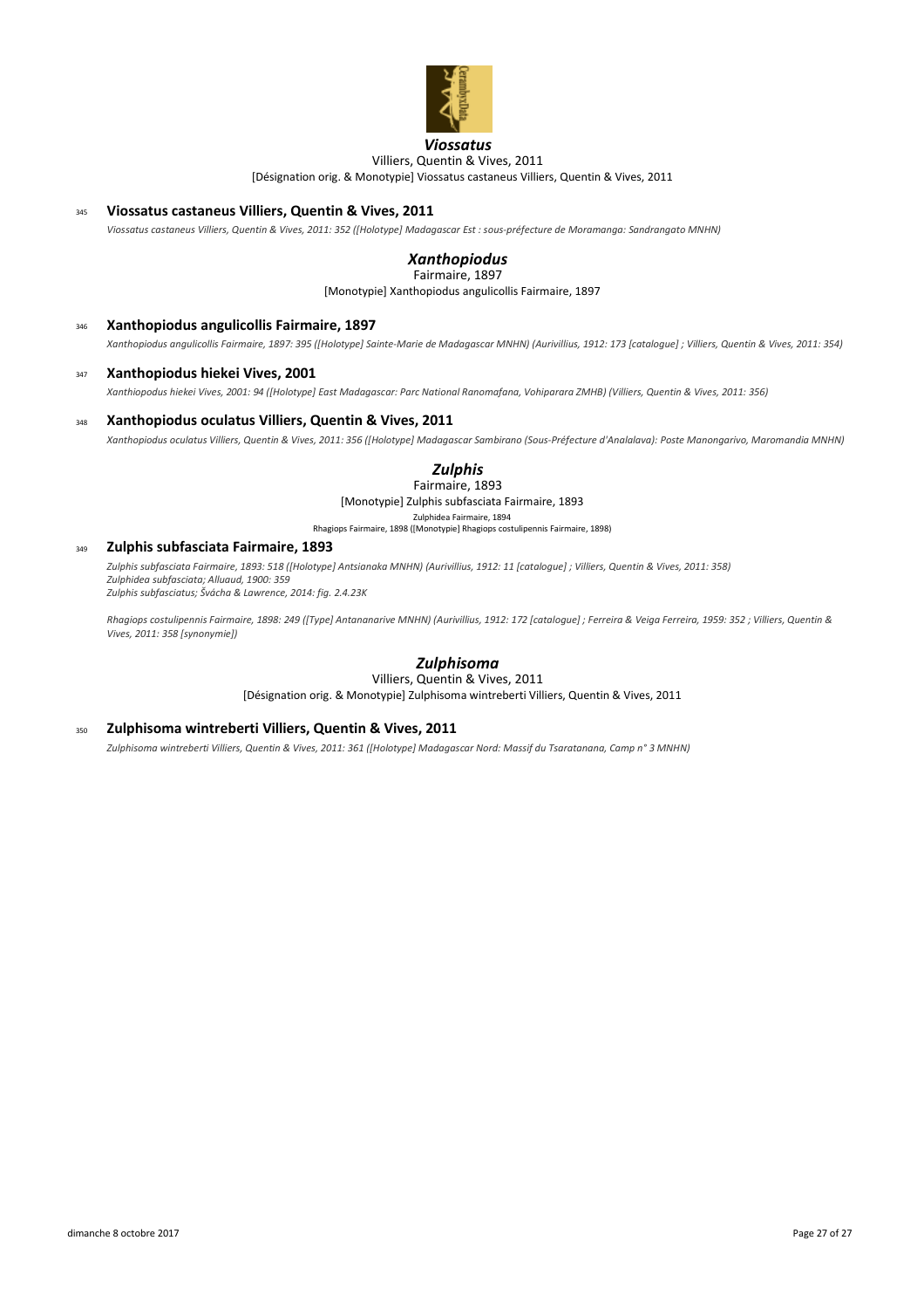## *Viossatus*

Villiers, Quentin & Vives, 2011

[Désignation orig. & Monotypie] Viossatus castaneus Villiers, Quentin & Vives, 2011

### 345 **Viossatus castaneus Villiers, Quentin & Vives, 2011**

*Viossatus castaneus Villiers, Quentin & Vives, 2011: 352 ([Holotype] Madagascar Est : sous-préfecture de Moramanga: Sandrangato MNHN)*

## *Xanthopiodus*

Fairmaire, 1897

[Monotypie] Xanthopiodus angulicollis Fairmaire, 1897

### 346 **Xanthopiodus angulicollis Fairmaire, 1897**

*Xanthopiodus angulicollis Fairmaire, 1897: 395 ([Holotype] Sainte-Marie de Madagascar MNHN) (Aurivillius, 1912: 173 [catalogue] ; Villiers, Quentin & Vives, 2011: 354)*

### 347 **Xanthopiodus hiekei Vives, 2001**

*Xanthiopodus hiekei Vives, 2001: 94 ([Holotype] East Madagascar: Parc National Ranomafana, Vohiparara ZMHB) (Villiers, Quentin & Vives, 2011: 356)*

### 348 **Xanthopiodus oculatus Villiers, Quentin & Vives, 2011**

*Xanthopiodus oculatus Villiers, Quentin & Vives, 2011: 356 ([Holotype] Madagascar Sambirano (Sous-Préfecture d'Analalava): Poste Manongarivo, Maromandia MNHN)*

## *Zulphis*

Fairmaire, 1893

[Monotypie] Zulphis subfasciata Fairmaire, 1893

Zulphidea Fairmaire, 1894

Rhagiops Fairmaire, 1898 ([Monotypie] Rhagiops costulipennis Fairmaire, 1898)

### 349 **Zulphis subfasciata Fairmaire, 1893**

*Zulphis subfasciata Fairmaire, 1893: 518 ([Holotype] Antsianaka MNHN) (Aurivillius, 1912: 11 [catalogue] ; Villiers, Quentin & Vives, 2011: 358)*
*Zulphidea subfasciata; Alluaud, 1900: 359*
*Zulphis subfasciatus; Švácha & Lawrence, 2014: fig. 2.4.23K*

*Rhagiops costulipennis Fairmaire, 1898: 249 ([Type] Antananarive MNHN) (Aurivillius, 1912: 172 [catalogue] ; Ferreira & Veiga Ferreira, 1959: 352 ; Villiers, Quentin & Vives, 2011: 358 [synonymie])*

## *Zulphisoma*

Villiers, Quentin & Vives, 2011

[Désignation orig. & Monotypie] Zulphisoma wintreberti Villiers, Quentin & Vives, 2011

### 350 **Zulphisoma wintreberti Villiers, Quentin & Vives, 2011**

*Zulphisoma wintreberti Villiers, Quentin & Vives, 2011: 361 ([Holotype] Madagascar Nord: Massif du Tsaratanana, Camp n° 3 MNHN)*